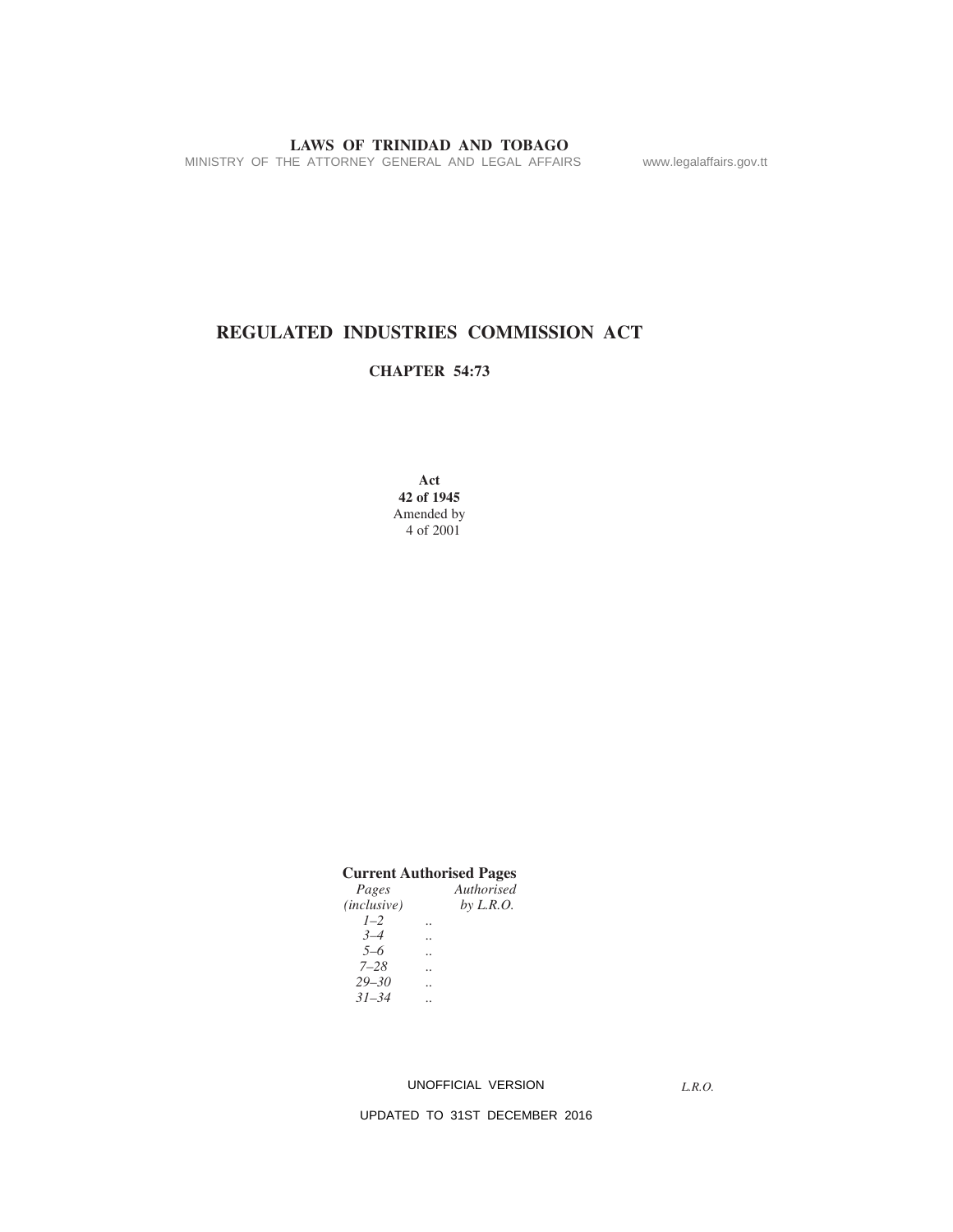# REGULATED INDUSTRIES COMMISSION ACT

## CHAPTER 54:73

**Act**
**42 of 1945**
Amended by
4 of 2001

**Current Authorised Pages**

| *Pages (inclusive)* | | *Authorised by L.R.O.* |
|---|---|---|
| *1–2* | .. | |
| *3–4* | .. | |
| *5–6* | .. | |
| *7–28* | .. | |
| *29–30* | .. | |
| *31–34* | .. | |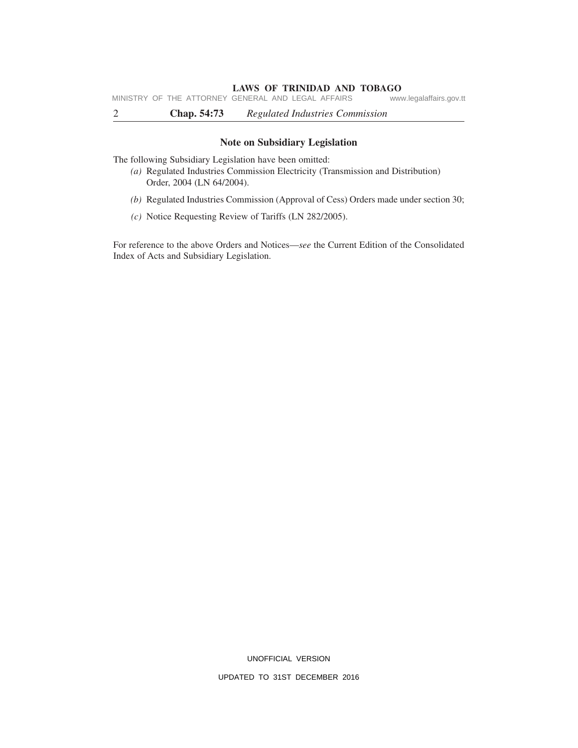## Note on Subsidiary Legislation

The following Subsidiary Legislation have been omitted:

*(a)* Regulated Industries Commission Electricity (Transmission and Distribution) Order, 2004 (LN 64/2004).

*(b)* Regulated Industries Commission (Approval of Cess) Orders made under section 30;

*(c)* Notice Requesting Review of Tariffs (LN 282/2005).

For reference to the above Orders and Notices—*see* the Current Edition of the Consolidated Index of Acts and Subsidiary Legislation.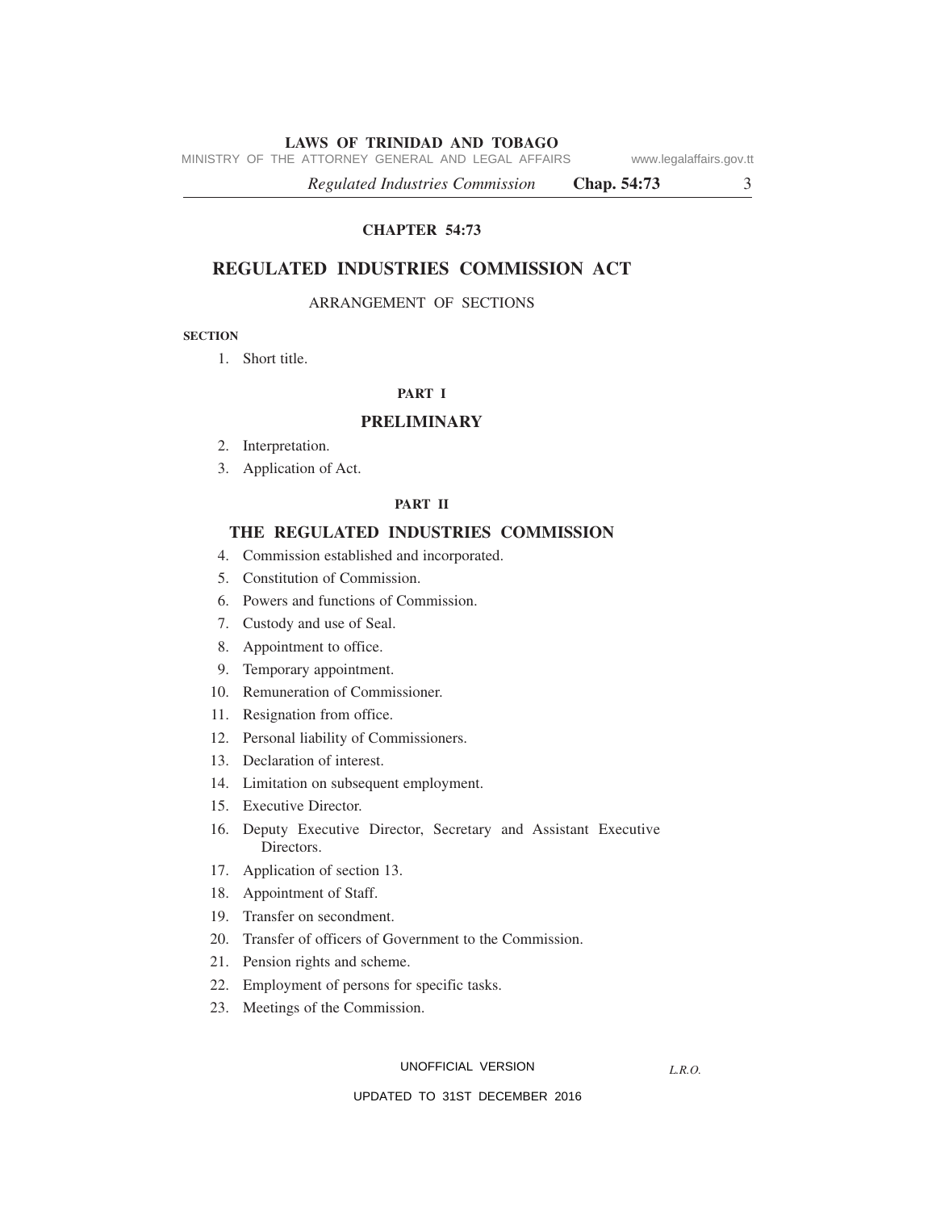# CHAPTER 54:73

## REGULATED INDUSTRIES COMMISSION ACT

ARRANGEMENT OF SECTIONS

**SECTION**

1. Short title.

### PART I

### PRELIMINARY

2. Interpretation.
3. Application of Act.

### PART II

### THE REGULATED INDUSTRIES COMMISSION

4. Commission established and incorporated.
5. Constitution of Commission.
6. Powers and functions of Commission.
7. Custody and use of Seal.
8. Appointment to office.
9. Temporary appointment.
10. Remuneration of Commissioner.
11. Resignation from office.
12. Personal liability of Commissioners.
13. Declaration of interest.
14. Limitation on subsequent employment.
15. Executive Director.
16. Deputy Executive Director, Secretary and Assistant Executive Directors.
17. Application of section 13.
18. Appointment of Staff.
19. Transfer on secondment.
20. Transfer of officers of Government to the Commission.
21. Pension rights and scheme.
22. Employment of persons for specific tasks.
23. Meetings of the Commission.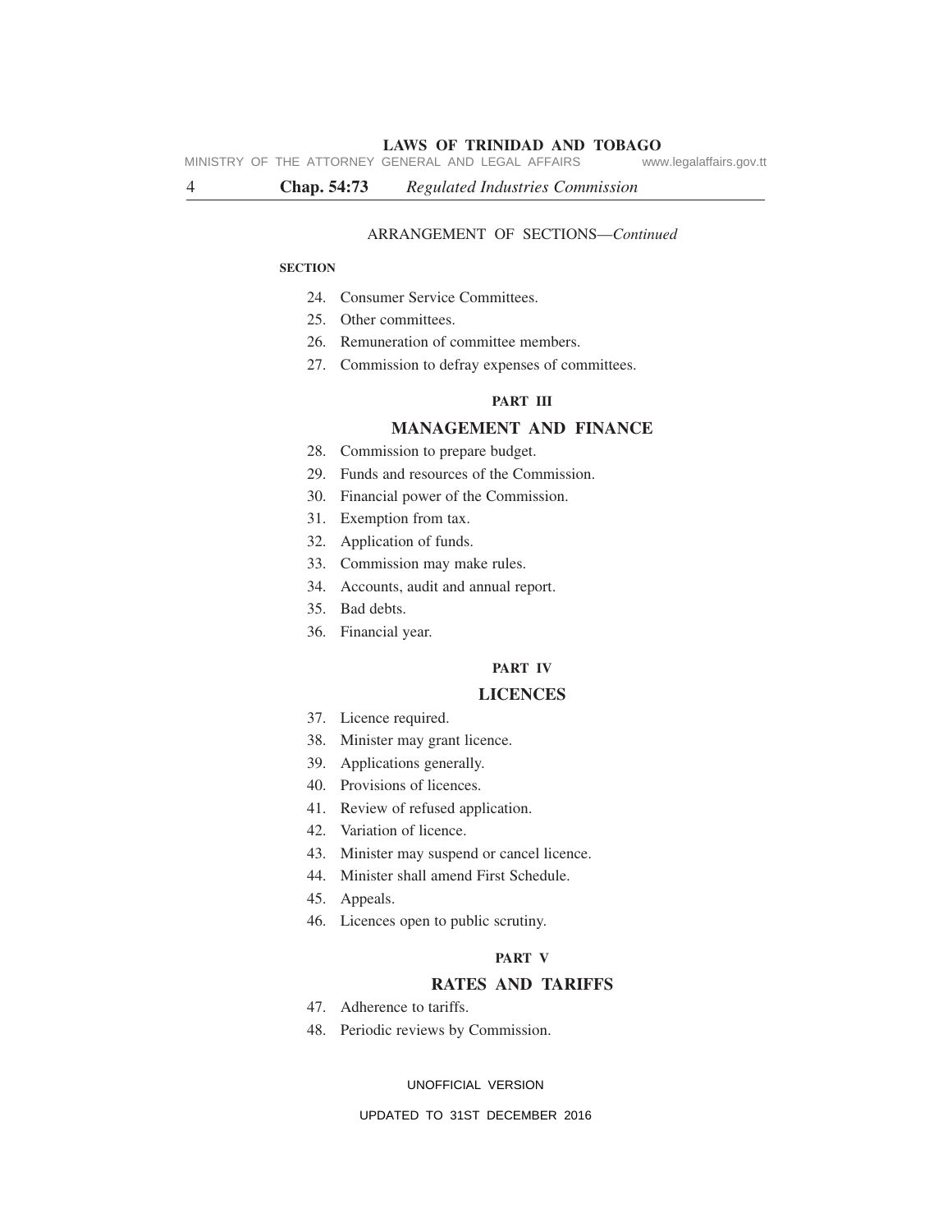ARRANGEMENT OF SECTIONS—*Continued*

**SECTION**

24. Consumer Service Committees.
25. Other committees.
26. Remuneration of committee members.
27. Commission to defray expenses of committees.

**PART III**

## MANAGEMENT AND FINANCE

28. Commission to prepare budget.
29. Funds and resources of the Commission.
30. Financial power of the Commission.
31. Exemption from tax.
32. Application of funds.
33. Commission may make rules.
34. Accounts, audit and annual report.
35. Bad debts.
36. Financial year.

**PART IV**

## LICENCES

37. Licence required.
38. Minister may grant licence.
39. Applications generally.
40. Provisions of licences.
41. Review of refused application.
42. Variation of licence.
43. Minister may suspend or cancel licence.
44. Minister shall amend First Schedule.
45. Appeals.
46. Licences open to public scrutiny.

**PART V**

## RATES AND TARIFFS

47. Adherence to tariffs.
48. Periodic reviews by Commission.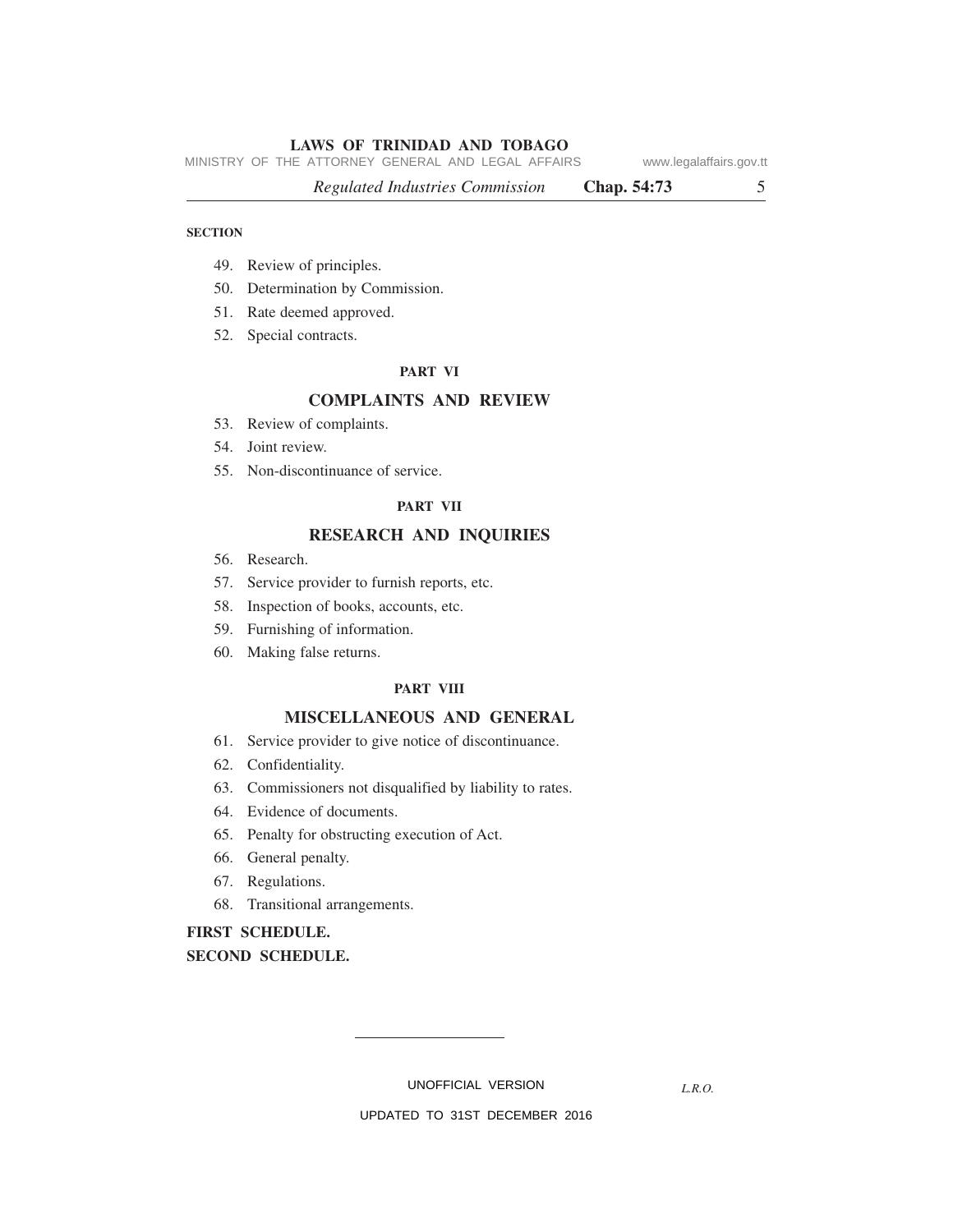**SECTION**

49. Review of principles.
50. Determination by Commission.
51. Rate deemed approved.
52. Special contracts.

## PART VI

## COMPLAINTS AND REVIEW

53. Review of complaints.
54. Joint review.
55. Non-discontinuance of service.

## PART VII

## RESEARCH AND INQUIRIES

56. Research.
57. Service provider to furnish reports, etc.
58. Inspection of books, accounts, etc.
59. Furnishing of information.
60. Making false returns.

## PART VIII

## MISCELLANEOUS AND GENERAL

61. Service provider to give notice of discontinuance.
62. Confidentiality.
63. Commissioners not disqualified by liability to rates.
64. Evidence of documents.
65. Penalty for obstructing execution of Act.
66. General penalty.
67. Regulations.
68. Transitional arrangements.

**FIRST SCHEDULE.**

**SECOND SCHEDULE.**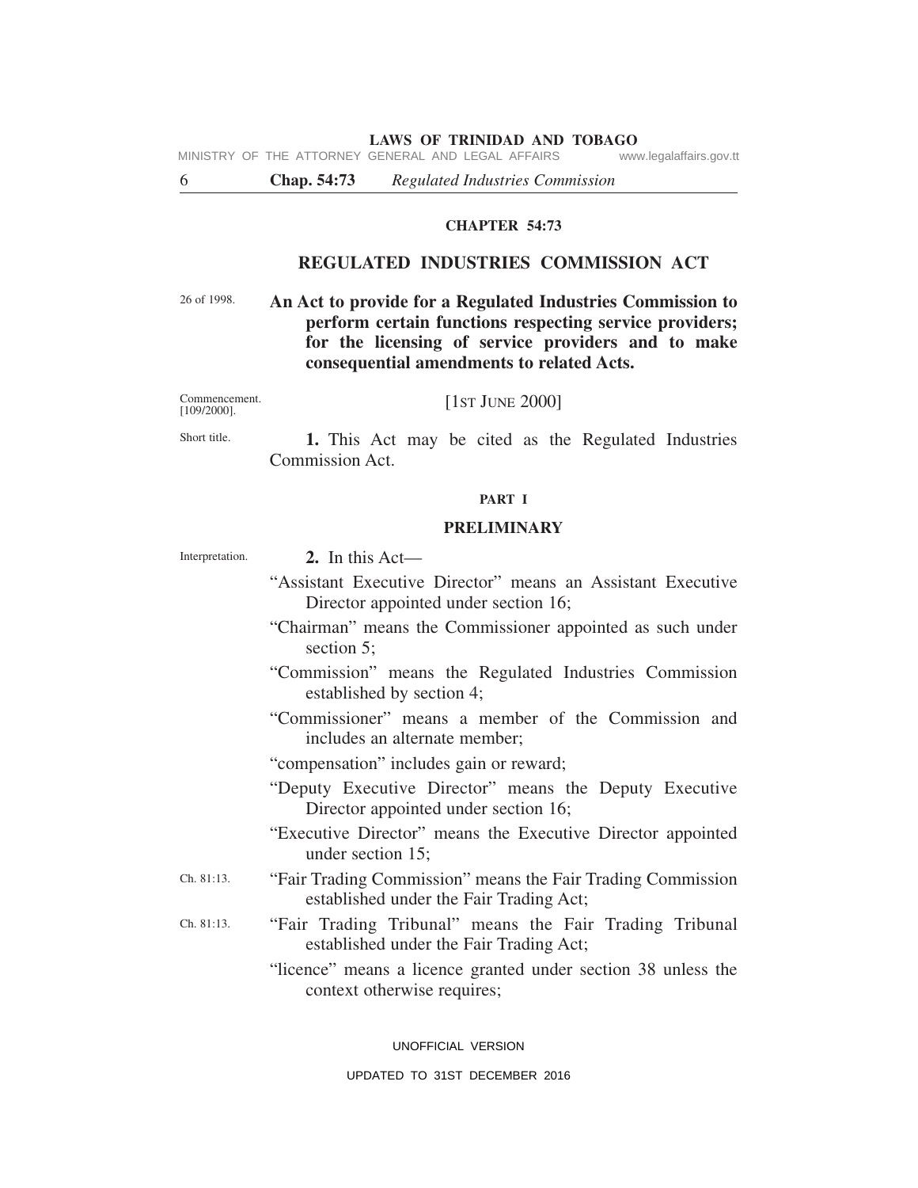# CHAPTER 54:73

## REGULATED INDUSTRIES COMMISSION ACT

26 of 1998.

**An Act to provide for a Regulated Industries Commission to perform certain functions respecting service providers; for the licensing of service providers and to make consequential amendments to related Acts.**

Commencement. [109/2000].

[1ST JUNE 2000]

Short title.

**1.** This Act may be cited as the Regulated Industries Commission Act.

### PART I

### PRELIMINARY

Interpretation.

**2.** In this Act—

"Assistant Executive Director" means an Assistant Executive Director appointed under section 16;

"Chairman" means the Commissioner appointed as such under section 5;

"Commission" means the Regulated Industries Commission established by section 4;

"Commissioner" means a member of the Commission and includes an alternate member;

"compensation" includes gain or reward;

"Deputy Executive Director" means the Deputy Executive Director appointed under section 16;

"Executive Director" means the Executive Director appointed under section 15;

Ch. 81:13.

"Fair Trading Commission" means the Fair Trading Commission established under the Fair Trading Act;

Ch. 81:13.

"Fair Trading Tribunal" means the Fair Trading Tribunal established under the Fair Trading Act;

"licence" means a licence granted under section 38 unless the context otherwise requires;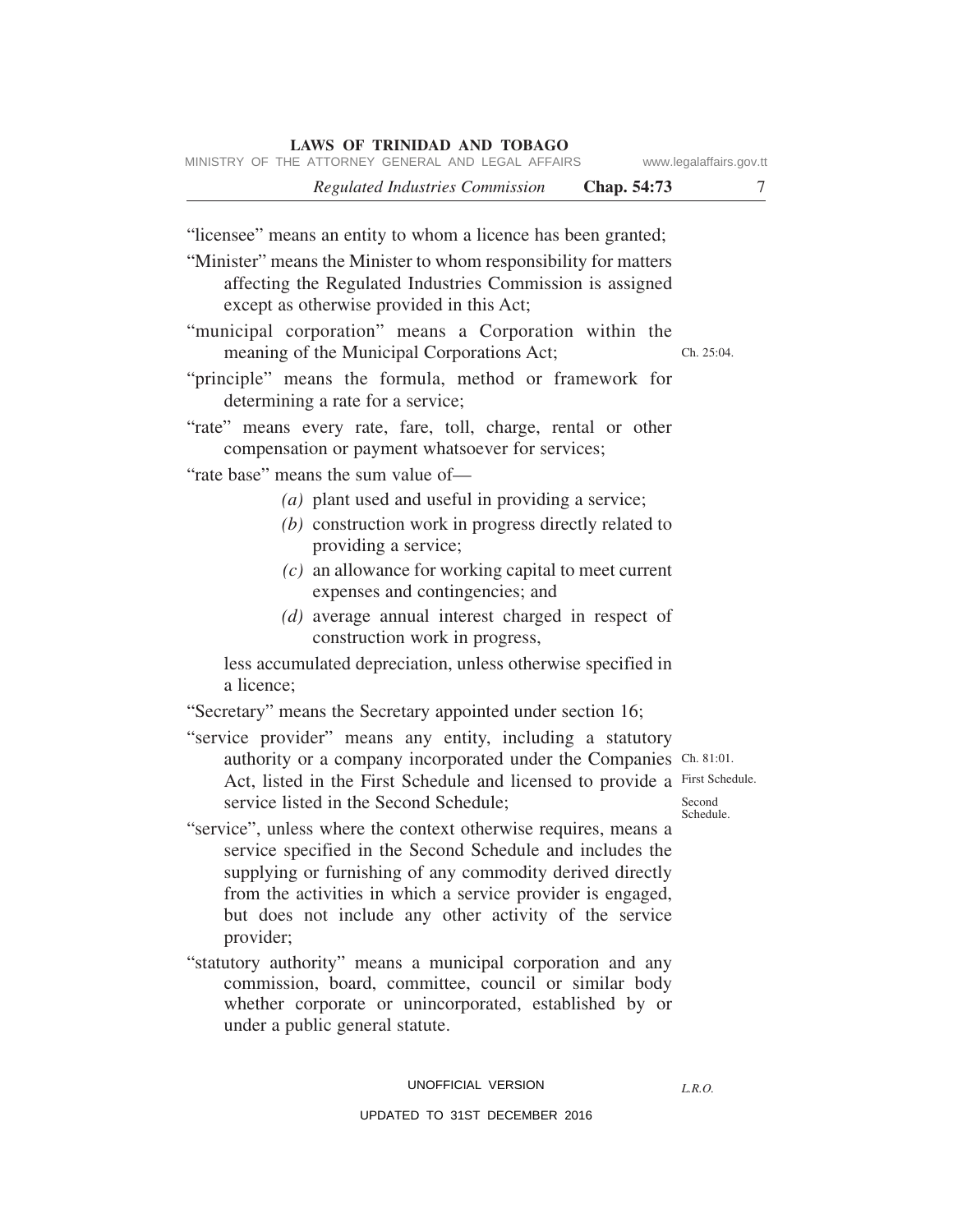"licensee" means an entity to whom a licence has been granted;

"Minister" means the Minister to whom responsibility for matters affecting the Regulated Industries Commission is assigned except as otherwise provided in this Act;

"municipal corporation" means a Corporation within the meaning of the Municipal Corporations Act; Ch. 25:04.

"principle" means the formula, method or framework for determining a rate for a service;

"rate" means every rate, fare, toll, charge, rental or other compensation or payment whatsoever for services;

"rate base" means the sum value of—

- *(a)* plant used and useful in providing a service;
- *(b)* construction work in progress directly related to providing a service;
- *(c)* an allowance for working capital to meet current expenses and contingencies; and
- *(d)* average annual interest charged in respect of construction work in progress,

less accumulated depreciation, unless otherwise specified in a licence;

"Secretary" means the Secretary appointed under section 16;

"service provider" means any entity, including a statutory authority or a company incorporated under the Companies Act, listed in the First Schedule and licensed to provide a service listed in the Second Schedule; Ch. 81:01. First Schedule. Second Schedule.

"service", unless where the context otherwise requires, means a service specified in the Second Schedule and includes the supplying or furnishing of any commodity derived directly from the activities in which a service provider is engaged, but does not include any other activity of the service provider;

"statutory authority" means a municipal corporation and any commission, board, committee, council or similar body whether corporate or unincorporated, established by or under a public general statute.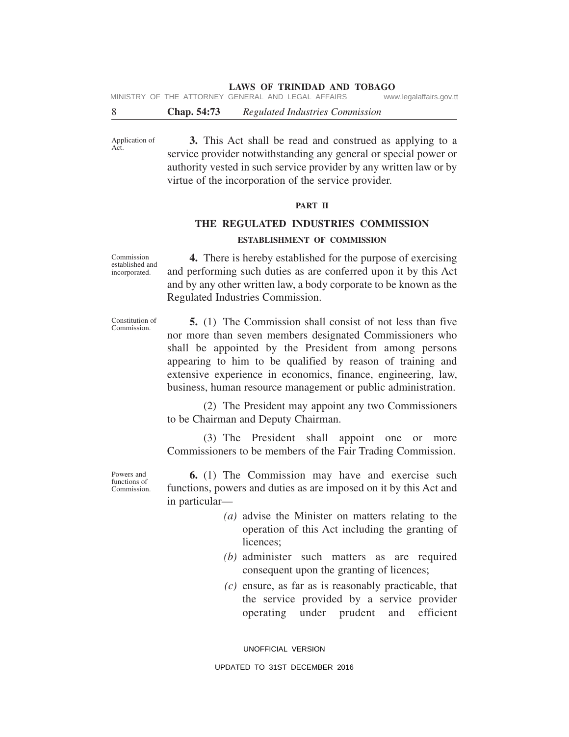Application of Act.

**3.** This Act shall be read and construed as applying to a service provider notwithstanding any general or special power or authority vested in such service provider by any written law or by virtue of the incorporation of the service provider.

## PART II

## THE REGULATED INDUSTRIES COMMISSION

### ESTABLISHMENT OF COMMISSION

Commission established and incorporated.

**4.** There is hereby established for the purpose of exercising and performing such duties as are conferred upon it by this Act and by any other written law, a body corporate to be known as the Regulated Industries Commission.

Constitution of Commission.

**5.** (1) The Commission shall consist of not less than five nor more than seven members designated Commissioners who shall be appointed by the President from among persons appearing to him to be qualified by reason of training and extensive experience in economics, finance, engineering, law, business, human resource management or public administration.

(2) The President may appoint any two Commissioners to be Chairman and Deputy Chairman.

(3) The President shall appoint one or more Commissioners to be members of the Fair Trading Commission.

Powers and functions of Commission.

**6.** (1) The Commission may have and exercise such functions, powers and duties as are imposed on it by this Act and in particular—

*(a)* advise the Minister on matters relating to the operation of this Act including the granting of licences;

*(b)* administer such matters as are required consequent upon the granting of licences;

*(c)* ensure, as far as is reasonably practicable, that the service provided by a service provider operating under prudent and efficient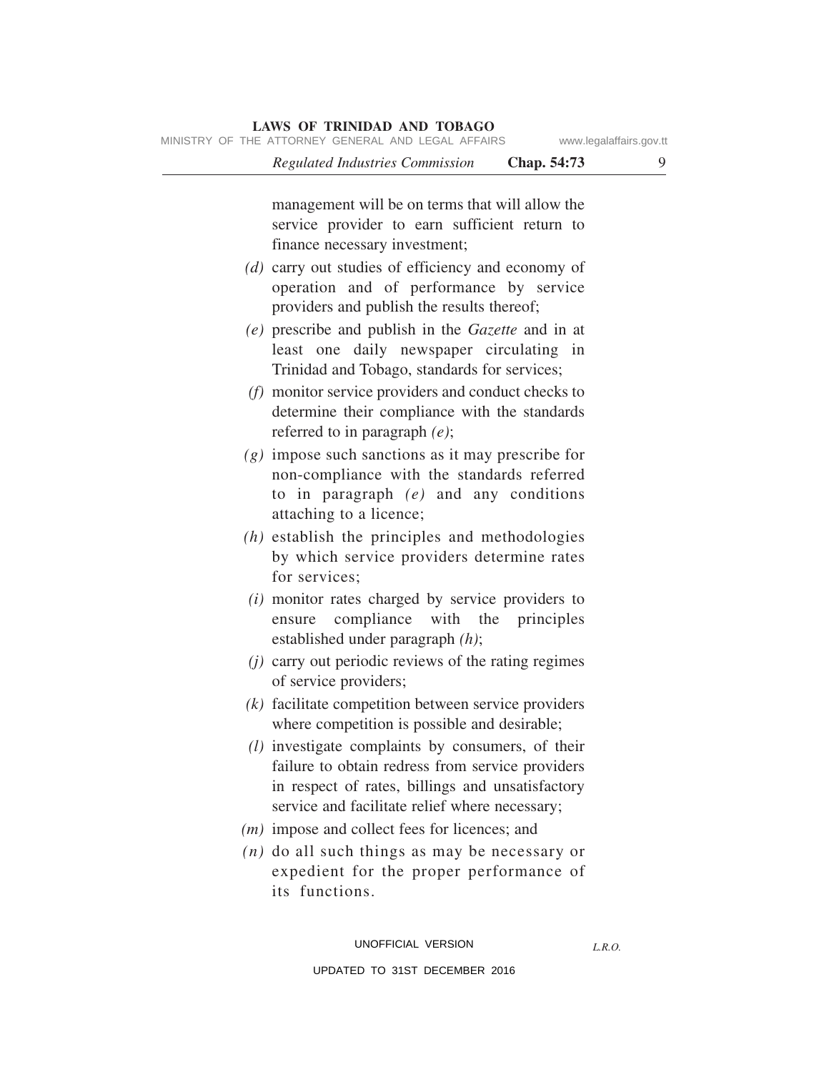management will be on terms that will allow the service provider to earn sufficient return to finance necessary investment;

*(d)* carry out studies of efficiency and economy of operation and of performance by service providers and publish the results thereof;

*(e)* prescribe and publish in the *Gazette* and in at least one daily newspaper circulating in Trinidad and Tobago, standards for services;

*(f)* monitor service providers and conduct checks to determine their compliance with the standards referred to in paragraph *(e)*;

*(g)* impose such sanctions as it may prescribe for non-compliance with the standards referred to in paragraph *(e)* and any conditions attaching to a licence;

*(h)* establish the principles and methodologies by which service providers determine rates for services;

*(i)* monitor rates charged by service providers to ensure compliance with the principles established under paragraph *(h)*;

*(j)* carry out periodic reviews of the rating regimes of service providers;

*(k)* facilitate competition between service providers where competition is possible and desirable;

*(l)* investigate complaints by consumers, of their failure to obtain redress from service providers in respect of rates, billings and unsatisfactory service and facilitate relief where necessary;

*(m)* impose and collect fees for licences; and

*(n)* do all such things as may be necessary or expedient for the proper performance of its functions.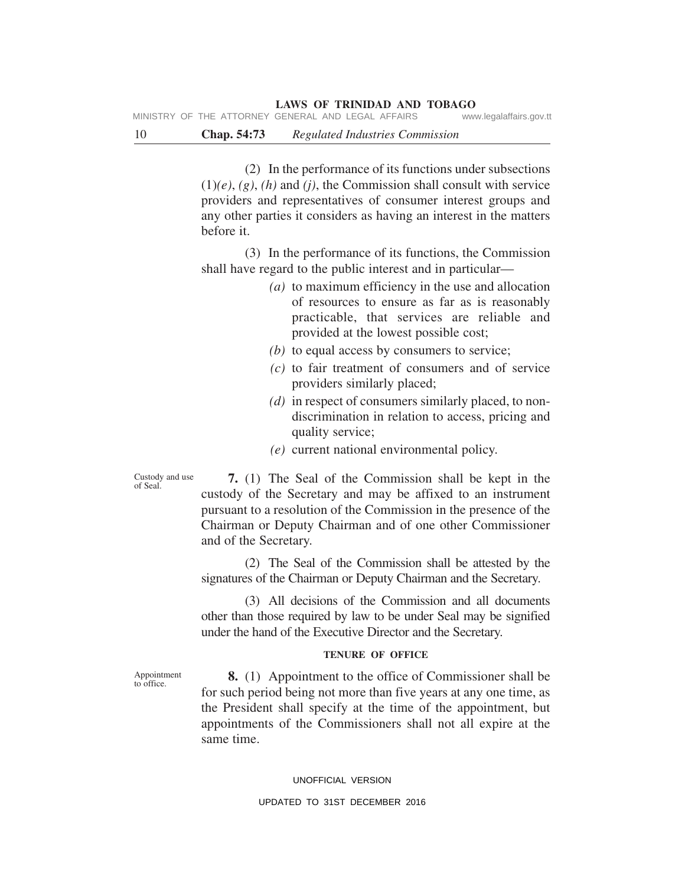(2) In the performance of its functions under subsections (1)*(e)*, *(g)*, *(h)* and *(j)*, the Commission shall consult with service providers and representatives of consumer interest groups and any other parties it considers as having an interest in the matters before it.

(3) In the performance of its functions, the Commission shall have regard to the public interest and in particular—

*(a)* to maximum efficiency in the use and allocation of resources to ensure as far as is reasonably practicable, that services are reliable and provided at the lowest possible cost;

*(b)* to equal access by consumers to service;

*(c)* to fair treatment of consumers and of service providers similarly placed;

*(d)* in respect of consumers similarly placed, to non-discrimination in relation to access, pricing and quality service;

*(e)* current national environmental policy.

Custody and use of Seal.

**7.** (1) The Seal of the Commission shall be kept in the custody of the Secretary and may be affixed to an instrument pursuant to a resolution of the Commission in the presence of the Chairman or Deputy Chairman and of one other Commissioner and of the Secretary.

(2) The Seal of the Commission shall be attested by the signatures of the Chairman or Deputy Chairman and the Secretary.

(3) All decisions of the Commission and all documents other than those required by law to be under Seal may be signified under the hand of the Executive Director and the Secretary.

**TENURE OF OFFICE**

Appointment to office.

**8.** (1) Appointment to the office of Commissioner shall be for such period being not more than five years at any one time, as the President shall specify at the time of the appointment, but appointments of the Commissioners shall not all expire at the same time.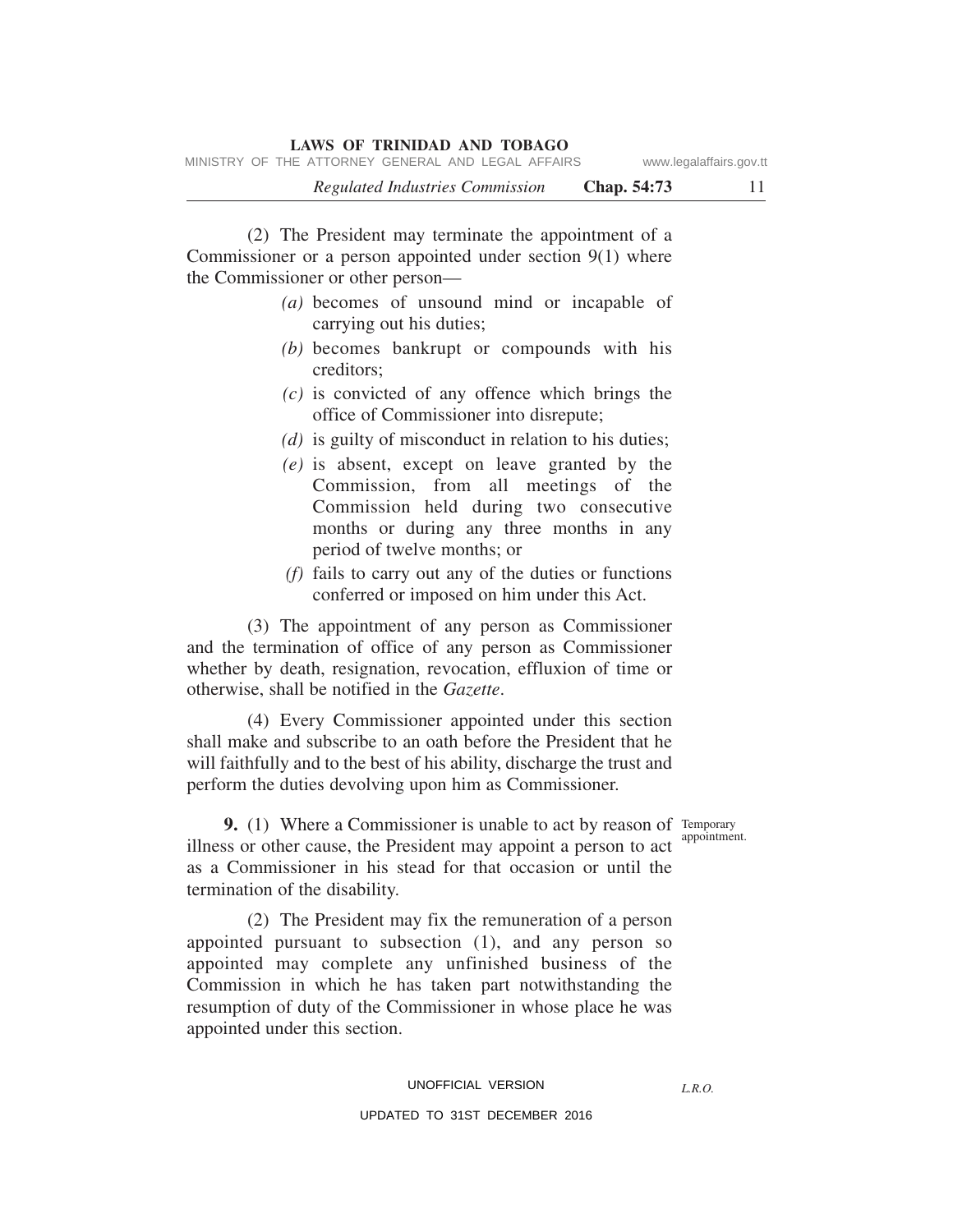(2) The President may terminate the appointment of a Commissioner or a person appointed under section 9(1) where the Commissioner or other person—

*(a)* becomes of unsound mind or incapable of carrying out his duties;

*(b)* becomes bankrupt or compounds with his creditors;

*(c)* is convicted of any offence which brings the office of Commissioner into disrepute;

*(d)* is guilty of misconduct in relation to his duties;

*(e)* is absent, except on leave granted by the Commission, from all meetings of the Commission held during two consecutive months or during any three months in any period of twelve months; or

*(f)* fails to carry out any of the duties or functions conferred or imposed on him under this Act.

(3) The appointment of any person as Commissioner and the termination of office of any person as Commissioner whether by death, resignation, revocation, effluxion of time or otherwise, shall be notified in the *Gazette*.

(4) Every Commissioner appointed under this section shall make and subscribe to an oath before the President that he will faithfully and to the best of his ability, discharge the trust and perform the duties devolving upon him as Commissioner.

Temporary appointment.

**9.** (1) Where a Commissioner is unable to act by reason of illness or other cause, the President may appoint a person to act as a Commissioner in his stead for that occasion or until the termination of the disability.

(2) The President may fix the remuneration of a person appointed pursuant to subsection (1), and any person so appointed may complete any unfinished business of the Commission in which he has taken part notwithstanding the resumption of duty of the Commissioner in whose place he was appointed under this section.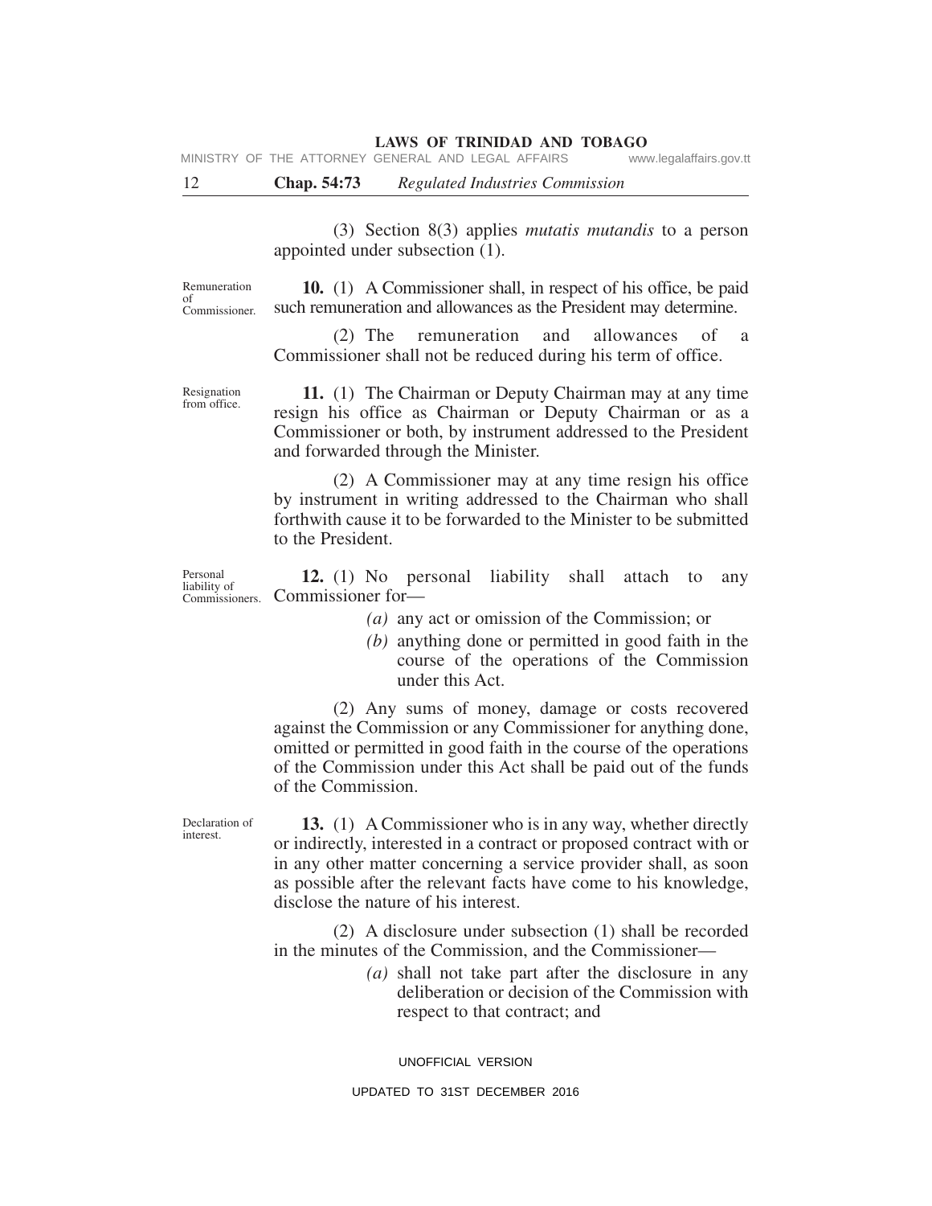(3) Section 8(3) applies *mutatis mutandis* to a person appointed under subsection (1).

Remuneration of Commissioner.

**10.** (1) A Commissioner shall, in respect of his office, be paid such remuneration and allowances as the President may determine.

(2) The remuneration and allowances of a Commissioner shall not be reduced during his term of office.

Resignation from office.

**11.** (1) The Chairman or Deputy Chairman may at any time resign his office as Chairman or Deputy Chairman or as a Commissioner or both, by instrument addressed to the President and forwarded through the Minister.

(2) A Commissioner may at any time resign his office by instrument in writing addressed to the Chairman who shall forthwith cause it to be forwarded to the Minister to be submitted to the President.

Personal liability of Commissioners.

**12.** (1) No personal liability shall attach to any Commissioner for—

*(a)* any act or omission of the Commission; or

*(b)* anything done or permitted in good faith in the course of the operations of the Commission under this Act.

(2) Any sums of money, damage or costs recovered against the Commission or any Commissioner for anything done, omitted or permitted in good faith in the course of the operations of the Commission under this Act shall be paid out of the funds of the Commission.

Declaration of interest.

**13.** (1) A Commissioner who is in any way, whether directly or indirectly, interested in a contract or proposed contract with or in any other matter concerning a service provider shall, as soon as possible after the relevant facts have come to his knowledge, disclose the nature of his interest.

(2) A disclosure under subsection (1) shall be recorded in the minutes of the Commission, and the Commissioner—

*(a)* shall not take part after the disclosure in any deliberation or decision of the Commission with respect to that contract; and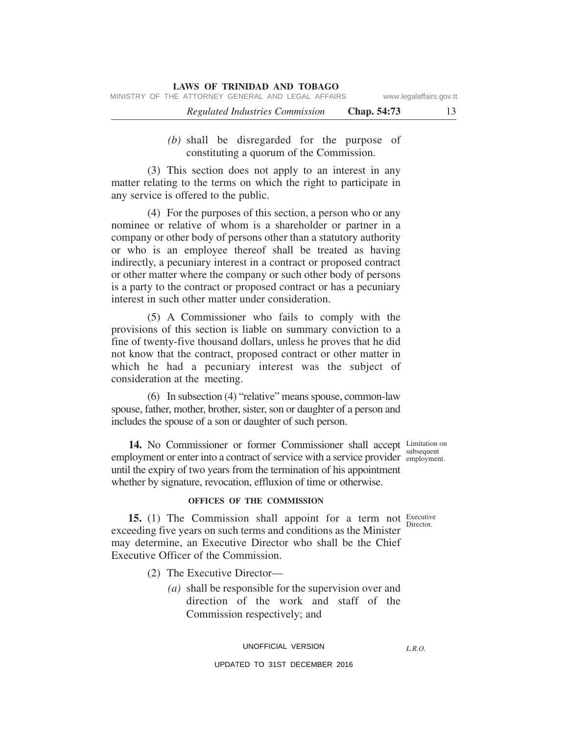*(b)* shall be disregarded for the purpose of constituting a quorum of the Commission.

(3) This section does not apply to an interest in any matter relating to the terms on which the right to participate in any service is offered to the public.

(4) For the purposes of this section, a person who or any nominee or relative of whom is a shareholder or partner in a company or other body of persons other than a statutory authority or who is an employee thereof shall be treated as having indirectly, a pecuniary interest in a contract or proposed contract or other matter where the company or such other body of persons is a party to the contract or proposed contract or has a pecuniary interest in such other matter under consideration.

(5) A Commissioner who fails to comply with the provisions of this section is liable on summary conviction to a fine of twenty-five thousand dollars, unless he proves that he did not know that the contract, proposed contract or other matter in which he had a pecuniary interest was the subject of consideration at the meeting.

(6) In subsection (4) "relative" means spouse, common-law spouse, father, mother, brother, sister, son or daughter of a person and includes the spouse of a son or daughter of such person.

Limitation on subsequent employment.

**14.** No Commissioner or former Commissioner shall accept employment or enter into a contract of service with a service provider until the expiry of two years from the termination of his appointment whether by signature, revocation, effluxion of time or otherwise.

**OFFICES OF THE COMMISSION**

Executive Director.

**15.** (1) The Commission shall appoint for a term not exceeding five years on such terms and conditions as the Minister may determine, an Executive Director who shall be the Chief Executive Officer of the Commission.

(2) The Executive Director—

*(a)* shall be responsible for the supervision over and direction of the work and staff of the Commission respectively; and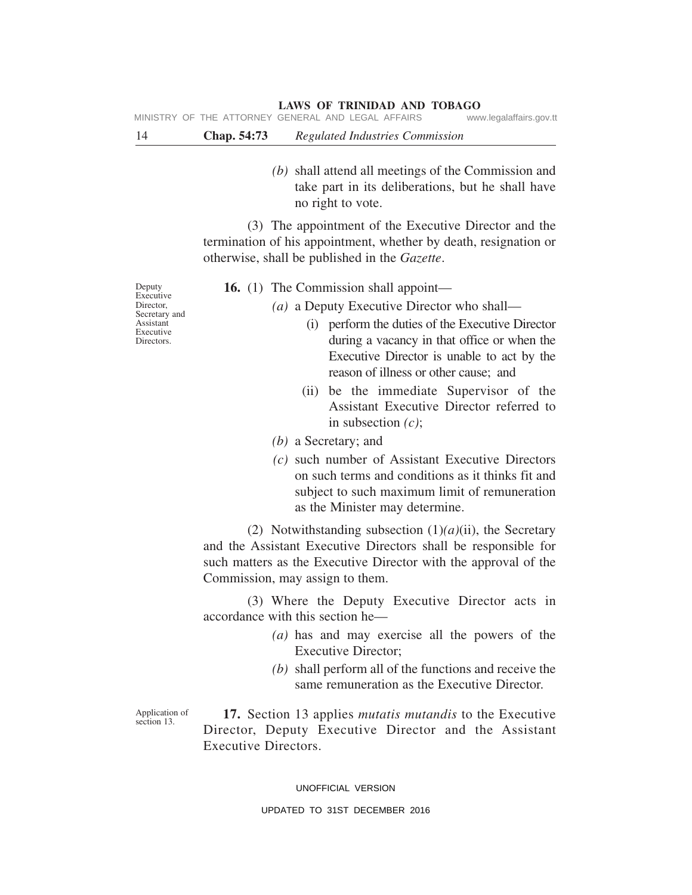*(b)* shall attend all meetings of the Commission and take part in its deliberations, but he shall have no right to vote.

(3) The appointment of the Executive Director and the termination of his appointment, whether by death, resignation or otherwise, shall be published in the *Gazette*.

Deputy Executive Director, Secretary and Assistant Executive Directors.

**16.** (1) The Commission shall appoint—

*(a)* a Deputy Executive Director who shall—

(i) perform the duties of the Executive Director during a vacancy in that office or when the Executive Director is unable to act by the reason of illness or other cause; and

(ii) be the immediate Supervisor of the Assistant Executive Director referred to in subsection *(c)*;

*(b)* a Secretary; and

*(c)* such number of Assistant Executive Directors on such terms and conditions as it thinks fit and subject to such maximum limit of remuneration as the Minister may determine.

(2) Notwithstanding subsection (1)*(a)*(ii), the Secretary and the Assistant Executive Directors shall be responsible for such matters as the Executive Director with the approval of the Commission, may assign to them.

(3) Where the Deputy Executive Director acts in accordance with this section he—

*(a)* has and may exercise all the powers of the Executive Director;

*(b)* shall perform all of the functions and receive the same remuneration as the Executive Director.

Application of section 13.

**17.** Section 13 applies *mutatis mutandis* to the Executive Director, Deputy Executive Director and the Assistant Executive Directors.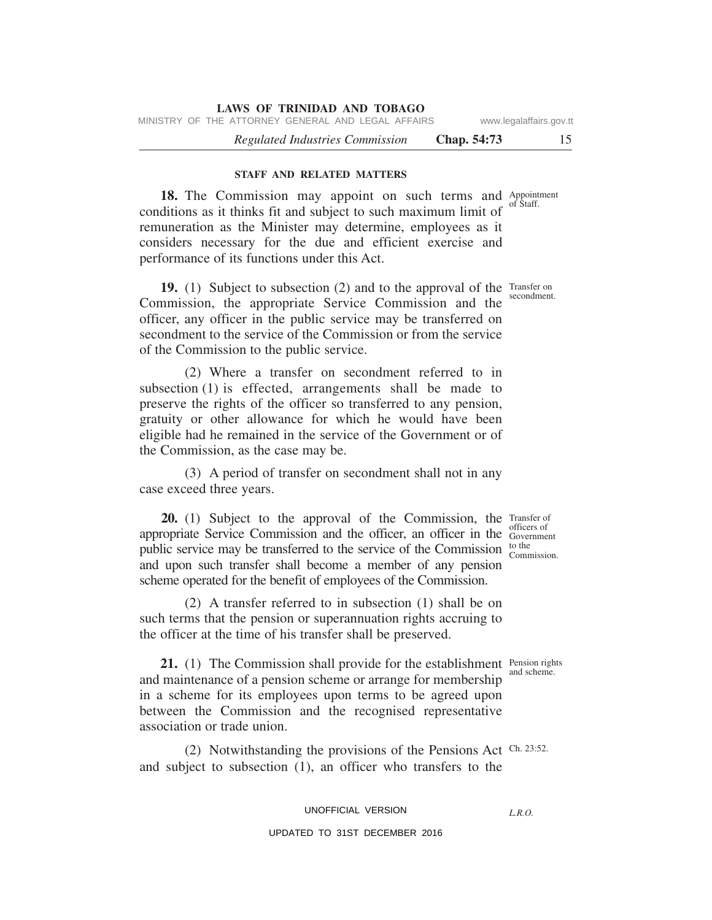### STAFF AND RELATED MATTERS

Appointment of Staff.

**18.** The Commission may appoint on such terms and conditions as it thinks fit and subject to such maximum limit of remuneration as the Minister may determine, employees as it considers necessary for the due and efficient exercise and performance of its functions under this Act.

Transfer on secondment.

**19.** (1) Subject to subsection (2) and to the approval of the Commission, the appropriate Service Commission and the officer, any officer in the public service may be transferred on secondment to the service of the Commission or from the service of the Commission to the public service.

(2) Where a transfer on secondment referred to in subsection (1) is effected, arrangements shall be made to preserve the rights of the officer so transferred to any pension, gratuity or other allowance for which he would have been eligible had he remained in the service of the Government or of the Commission, as the case may be.

(3) A period of transfer on secondment shall not in any case exceed three years.

Transfer of officers of Government to the Commission.

**20.** (1) Subject to the approval of the Commission, the appropriate Service Commission and the officer, an officer in the public service may be transferred to the service of the Commission and upon such transfer shall become a member of any pension scheme operated for the benefit of employees of the Commission.

(2) A transfer referred to in subsection (1) shall be on such terms that the pension or superannuation rights accruing to the officer at the time of his transfer shall be preserved.

Pension rights and scheme.

**21.** (1) The Commission shall provide for the establishment and maintenance of a pension scheme or arrange for membership in a scheme for its employees upon terms to be agreed upon between the Commission and the recognised representative association or trade union.

Ch. 23:52.

(2) Notwithstanding the provisions of the Pensions Act and subject to subsection (1), an officer who transfers to the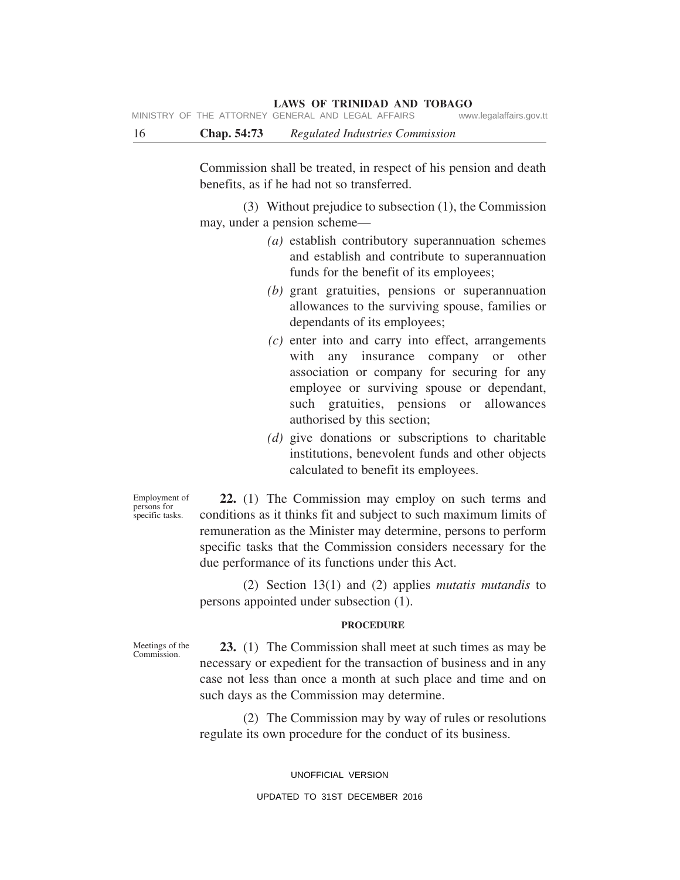Commission shall be treated, in respect of his pension and death benefits, as if he had not so transferred.

(3) Without prejudice to subsection (1), the Commission may, under a pension scheme—

*(a)* establish contributory superannuation schemes and establish and contribute to superannuation funds for the benefit of its employees;

*(b)* grant gratuities, pensions or superannuation allowances to the surviving spouse, families or dependants of its employees;

*(c)* enter into and carry into effect, arrangements with any insurance company or other association or company for securing for any employee or surviving spouse or dependant, such gratuities, pensions or allowances authorised by this section;

*(d)* give donations or subscriptions to charitable institutions, benevolent funds and other objects calculated to benefit its employees.

Employment of persons for specific tasks.

**22.** (1) The Commission may employ on such terms and conditions as it thinks fit and subject to such maximum limits of remuneration as the Minister may determine, persons to perform specific tasks that the Commission considers necessary for the due performance of its functions under this Act.

(2) Section 13(1) and (2) applies *mutatis mutandis* to persons appointed under subsection (1).

## PROCEDURE

Meetings of the Commission.

**23.** (1) The Commission shall meet at such times as may be necessary or expedient for the transaction of business and in any case not less than once a month at such place and time and on such days as the Commission may determine.

(2) The Commission may by way of rules or resolutions regulate its own procedure for the conduct of its business.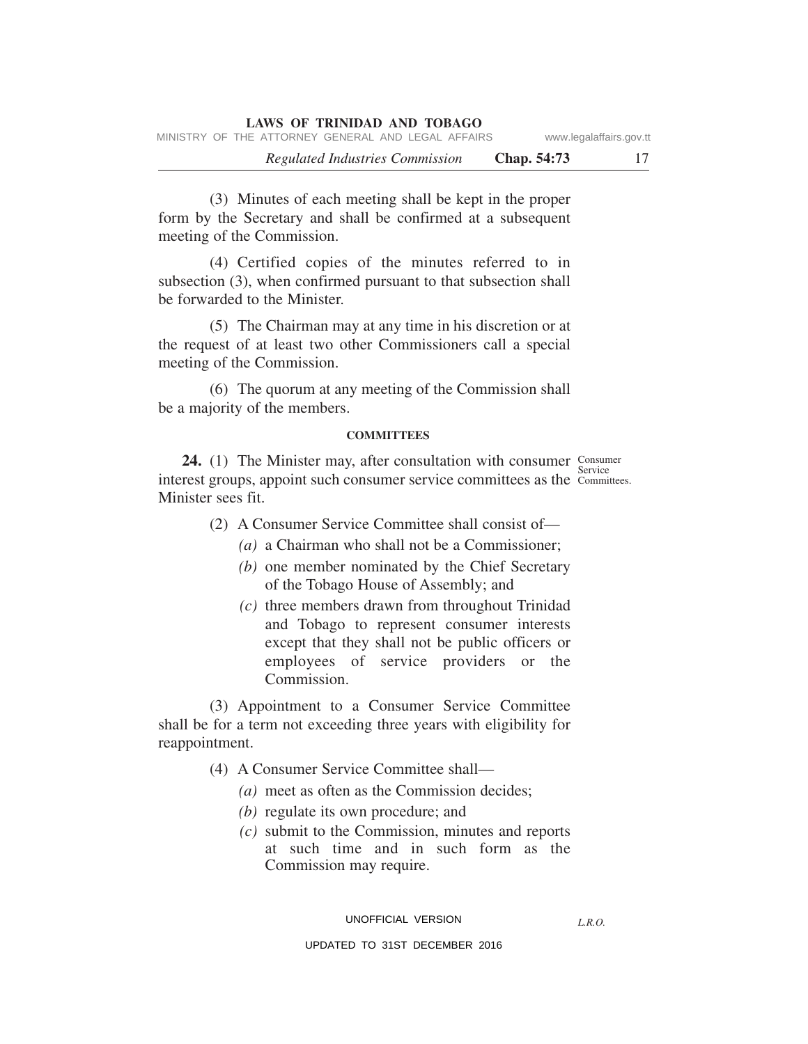(3) Minutes of each meeting shall be kept in the proper form by the Secretary and shall be confirmed at a subsequent meeting of the Commission.

(4) Certified copies of the minutes referred to in subsection (3), when confirmed pursuant to that subsection shall be forwarded to the Minister.

(5) The Chairman may at any time in his discretion or at the request of at least two other Commissioners call a special meeting of the Commission.

(6) The quorum at any meeting of the Commission shall be a majority of the members.

**COMMITTEES**

Consumer Service Committees.

**24.** (1) The Minister may, after consultation with consumer interest groups, appoint such consumer service committees as the Minister sees fit.

(2) A Consumer Service Committee shall consist of—

*(a)* a Chairman who shall not be a Commissioner;

*(b)* one member nominated by the Chief Secretary of the Tobago House of Assembly; and

*(c)* three members drawn from throughout Trinidad and Tobago to represent consumer interests except that they shall not be public officers or employees of service providers or the Commission.

(3) Appointment to a Consumer Service Committee shall be for a term not exceeding three years with eligibility for reappointment.

(4) A Consumer Service Committee shall—

*(a)* meet as often as the Commission decides;

*(b)* regulate its own procedure; and

*(c)* submit to the Commission, minutes and reports at such time and in such form as the Commission may require.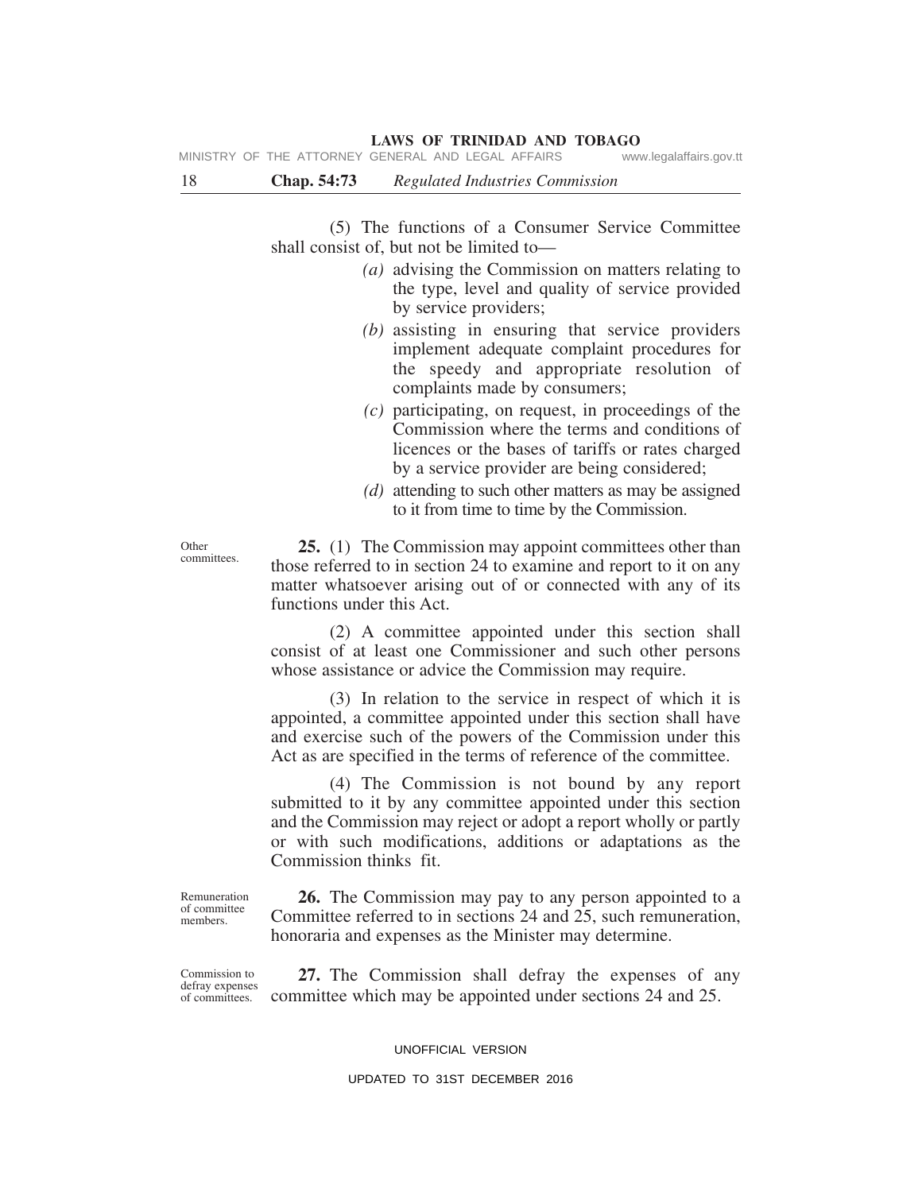(5) The functions of a Consumer Service Committee shall consist of, but not be limited to—

*(a)* advising the Commission on matters relating to the type, level and quality of service provided by service providers;

*(b)* assisting in ensuring that service providers implement adequate complaint procedures for the speedy and appropriate resolution of complaints made by consumers;

*(c)* participating, on request, in proceedings of the Commission where the terms and conditions of licences or the bases of tariffs or rates charged by a service provider are being considered;

*(d)* attending to such other matters as may be assigned to it from time to time by the Commission.

Other committees.

**25.** (1) The Commission may appoint committees other than those referred to in section 24 to examine and report to it on any matter whatsoever arising out of or connected with any of its functions under this Act.

(2) A committee appointed under this section shall consist of at least one Commissioner and such other persons whose assistance or advice the Commission may require.

(3) In relation to the service in respect of which it is appointed, a committee appointed under this section shall have and exercise such of the powers of the Commission under this Act as are specified in the terms of reference of the committee.

(4) The Commission is not bound by any report submitted to it by any committee appointed under this section and the Commission may reject or adopt a report wholly or partly or with such modifications, additions or adaptations as the Commission thinks fit.

Remuneration of committee members.

**26.** The Commission may pay to any person appointed to a Committee referred to in sections 24 and 25, such remuneration, honoraria and expenses as the Minister may determine.

Commission to defray expenses of committees.

**27.** The Commission shall defray the expenses of any committee which may be appointed under sections 24 and 25.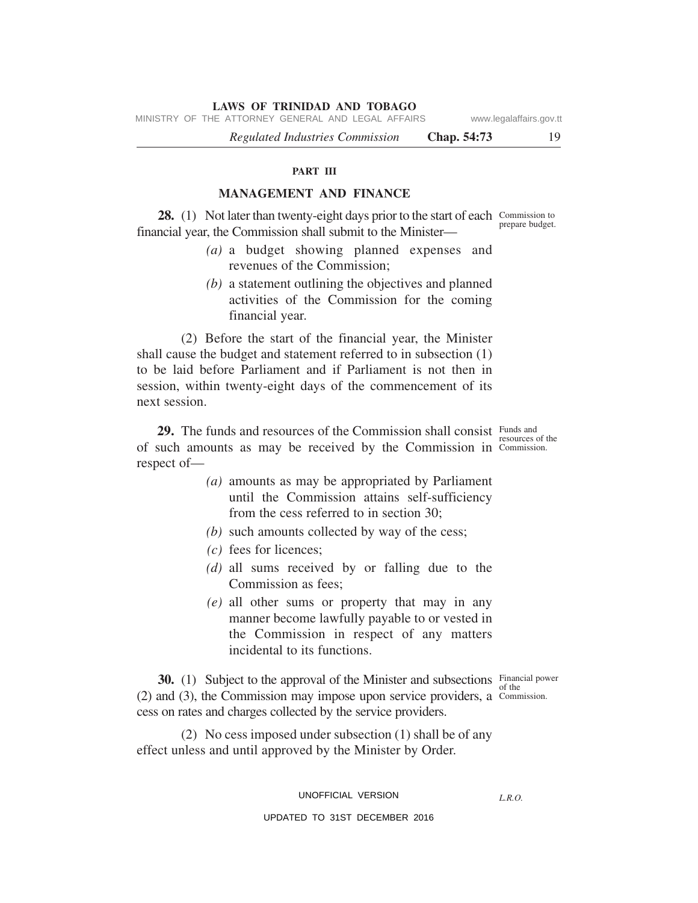## PART III

## MANAGEMENT AND FINANCE

Commission to prepare budget.

**28.** (1) Not later than twenty-eight days prior to the start of each financial year, the Commission shall submit to the Minister—

*(a)* a budget showing planned expenses and revenues of the Commission;

*(b)* a statement outlining the objectives and planned activities of the Commission for the coming financial year.

(2) Before the start of the financial year, the Minister shall cause the budget and statement referred to in subsection (1) to be laid before Parliament and if Parliament is not then in session, within twenty-eight days of the commencement of its next session.

Funds and resources of the Commission.

**29.** The funds and resources of the Commission shall consist of such amounts as may be received by the Commission in respect of—

*(a)* amounts as may be appropriated by Parliament until the Commission attains self-sufficiency from the cess referred to in section 30;

*(b)* such amounts collected by way of the cess;

*(c)* fees for licences;

*(d)* all sums received by or falling due to the Commission as fees;

*(e)* all other sums or property that may in any manner become lawfully payable to or vested in the Commission in respect of any matters incidental to its functions.

Financial power of the Commission.

**30.** (1) Subject to the approval of the Minister and subsections (2) and (3), the Commission may impose upon service providers, a cess on rates and charges collected by the service providers.

(2) No cess imposed under subsection (1) shall be of any effect unless and until approved by the Minister by Order.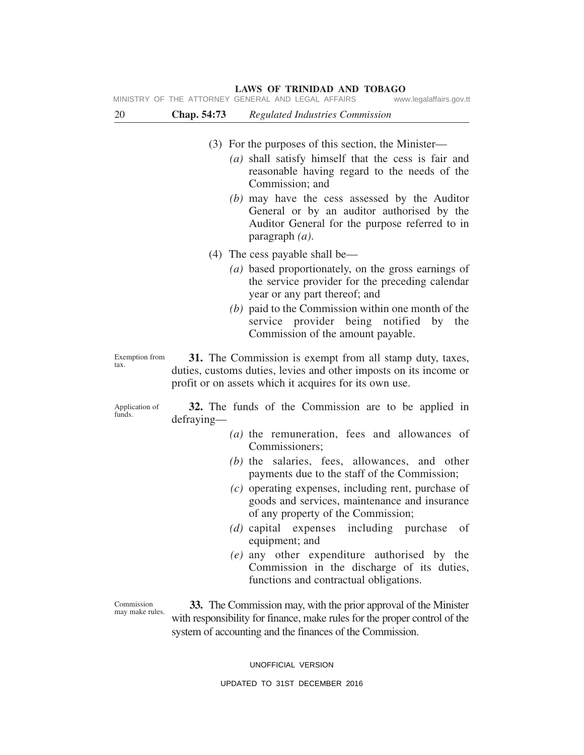(3) For the purposes of this section, the Minister—

*(a)* shall satisfy himself that the cess is fair and reasonable having regard to the needs of the Commission; and

*(b)* may have the cess assessed by the Auditor General or by an auditor authorised by the Auditor General for the purpose referred to in paragraph *(a)*.

(4) The cess payable shall be—

*(a)* based proportionately, on the gross earnings of the service provider for the preceding calendar year or any part thereof; and

*(b)* paid to the Commission within one month of the service provider being notified by the Commission of the amount payable.

Exemption from tax.

**31.** The Commission is exempt from all stamp duty, taxes, duties, customs duties, levies and other imposts on its income or profit or on assets which it acquires for its own use.

Application of funds.

**32.** The funds of the Commission are to be applied in defraying—

*(a)* the remuneration, fees and allowances of Commissioners;

*(b)* the salaries, fees, allowances, and other payments due to the staff of the Commission;

*(c)* operating expenses, including rent, purchase of goods and services, maintenance and insurance of any property of the Commission;

*(d)* capital expenses including purchase of equipment; and

*(e)* any other expenditure authorised by the Commission in the discharge of its duties, functions and contractual obligations.

Commission may make rules.

**33.** The Commission may, with the prior approval of the Minister with responsibility for finance, make rules for the proper control of the system of accounting and the finances of the Commission.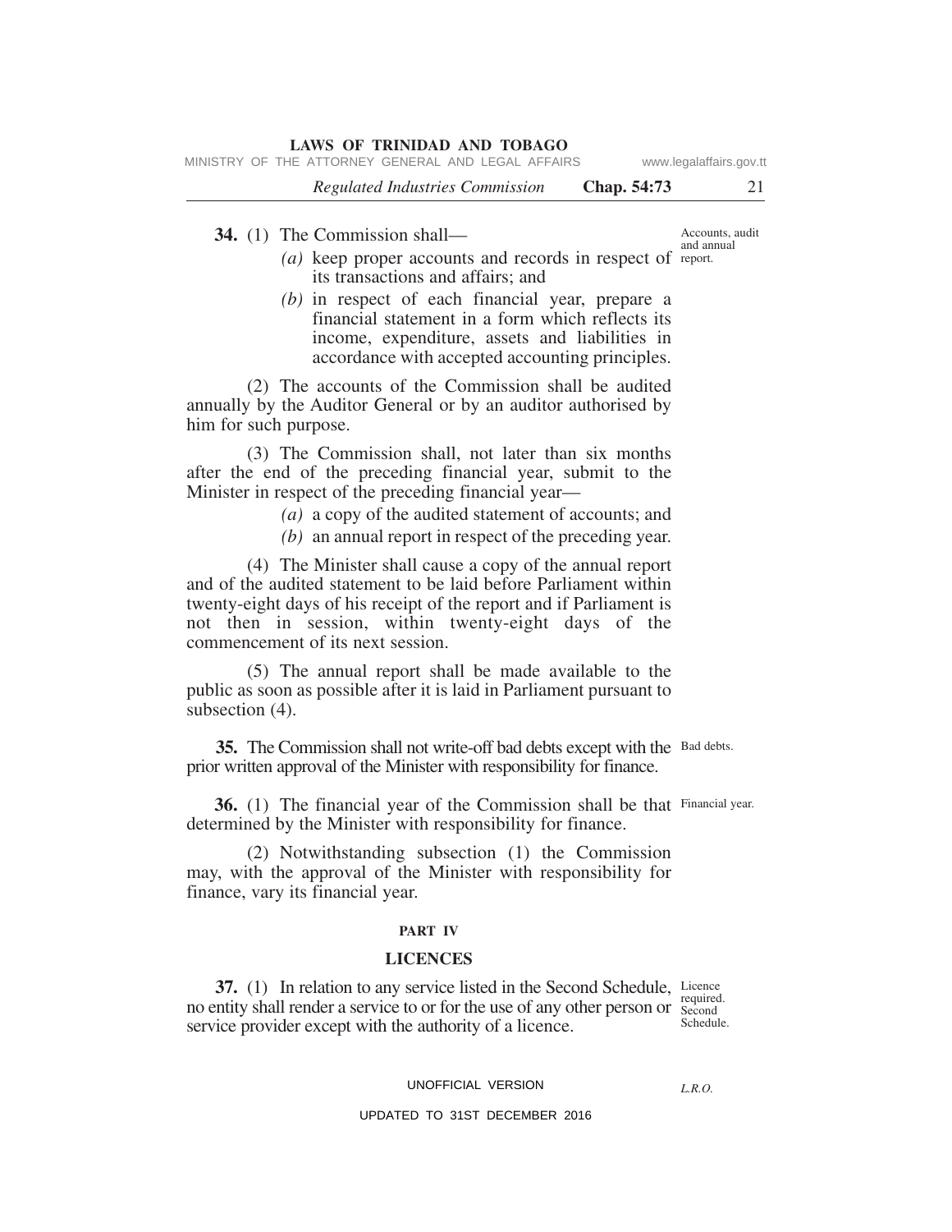**34.** (1) The Commission shall—

*Accounts, audit and annual report.*

*(a)* keep proper accounts and records in respect of its transactions and affairs; and

*(b)* in respect of each financial year, prepare a financial statement in a form which reflects its income, expenditure, assets and liabilities in accordance with accepted accounting principles.

(2) The accounts of the Commission shall be audited annually by the Auditor General or by an auditor authorised by him for such purpose.

(3) The Commission shall, not later than six months after the end of the preceding financial year, submit to the Minister in respect of the preceding financial year—

*(a)* a copy of the audited statement of accounts; and

*(b)* an annual report in respect of the preceding year.

(4) The Minister shall cause a copy of the annual report and of the audited statement to be laid before Parliament within twenty-eight days of his receipt of the report and if Parliament is not then in session, within twenty-eight days of the commencement of its next session.

(5) The annual report shall be made available to the public as soon as possible after it is laid in Parliament pursuant to subsection (4).

*Bad debts.*

**35.** The Commission shall not write-off bad debts except with the prior written approval of the Minister with responsibility for finance.

*Financial year.*

**36.** (1) The financial year of the Commission shall be that determined by the Minister with responsibility for finance.

(2) Notwithstanding subsection (1) the Commission may, with the approval of the Minister with responsibility for finance, vary its financial year.

## PART IV

## LICENCES

*Licence required. Second Schedule.*

**37.** (1) In relation to any service listed in the Second Schedule, no entity shall render a service to or for the use of any other person or service provider except with the authority of a licence.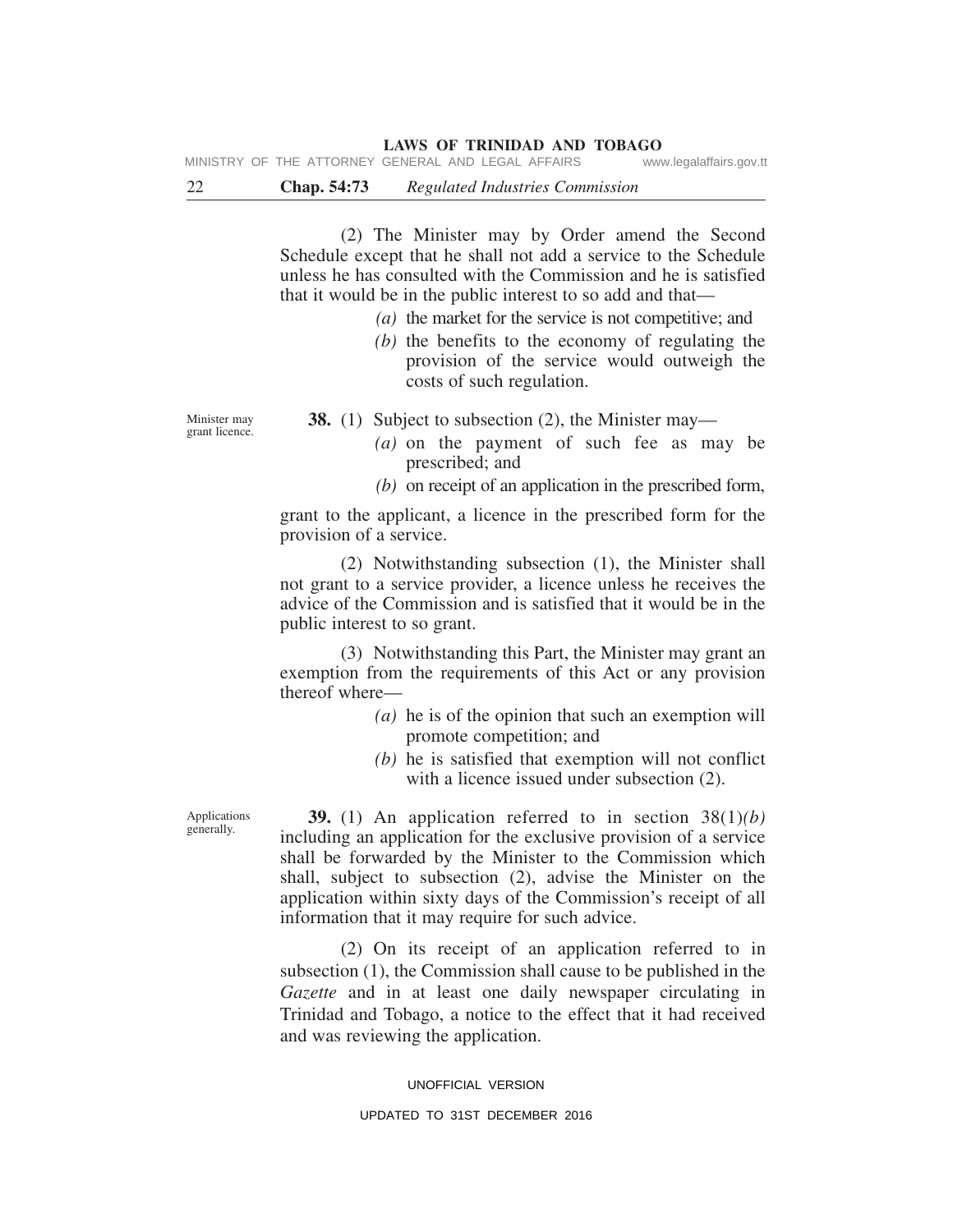(2) The Minister may by Order amend the Second Schedule except that he shall not add a service to the Schedule unless he has consulted with the Commission and he is satisfied that it would be in the public interest to so add and that—

*(a)* the market for the service is not competitive; and

*(b)* the benefits to the economy of regulating the provision of the service would outweigh the costs of such regulation.

Minister may grant licence.

**38.** (1) Subject to subsection (2), the Minister may—

*(a)* on the payment of such fee as may be prescribed; and

*(b)* on receipt of an application in the prescribed form,

grant to the applicant, a licence in the prescribed form for the provision of a service.

(2) Notwithstanding subsection (1), the Minister shall not grant to a service provider, a licence unless he receives the advice of the Commission and is satisfied that it would be in the public interest to so grant.

(3) Notwithstanding this Part, the Minister may grant an exemption from the requirements of this Act or any provision thereof where—

*(a)* he is of the opinion that such an exemption will promote competition; and

*(b)* he is satisfied that exemption will not conflict with a licence issued under subsection (2).

Applications generally.

**39.** (1) An application referred to in section 38(1)*(b)* including an application for the exclusive provision of a service shall be forwarded by the Minister to the Commission which shall, subject to subsection (2), advise the Minister on the application within sixty days of the Commission's receipt of all information that it may require for such advice.

(2) On its receipt of an application referred to in subsection (1), the Commission shall cause to be published in the *Gazette* and in at least one daily newspaper circulating in Trinidad and Tobago, a notice to the effect that it had received and was reviewing the application.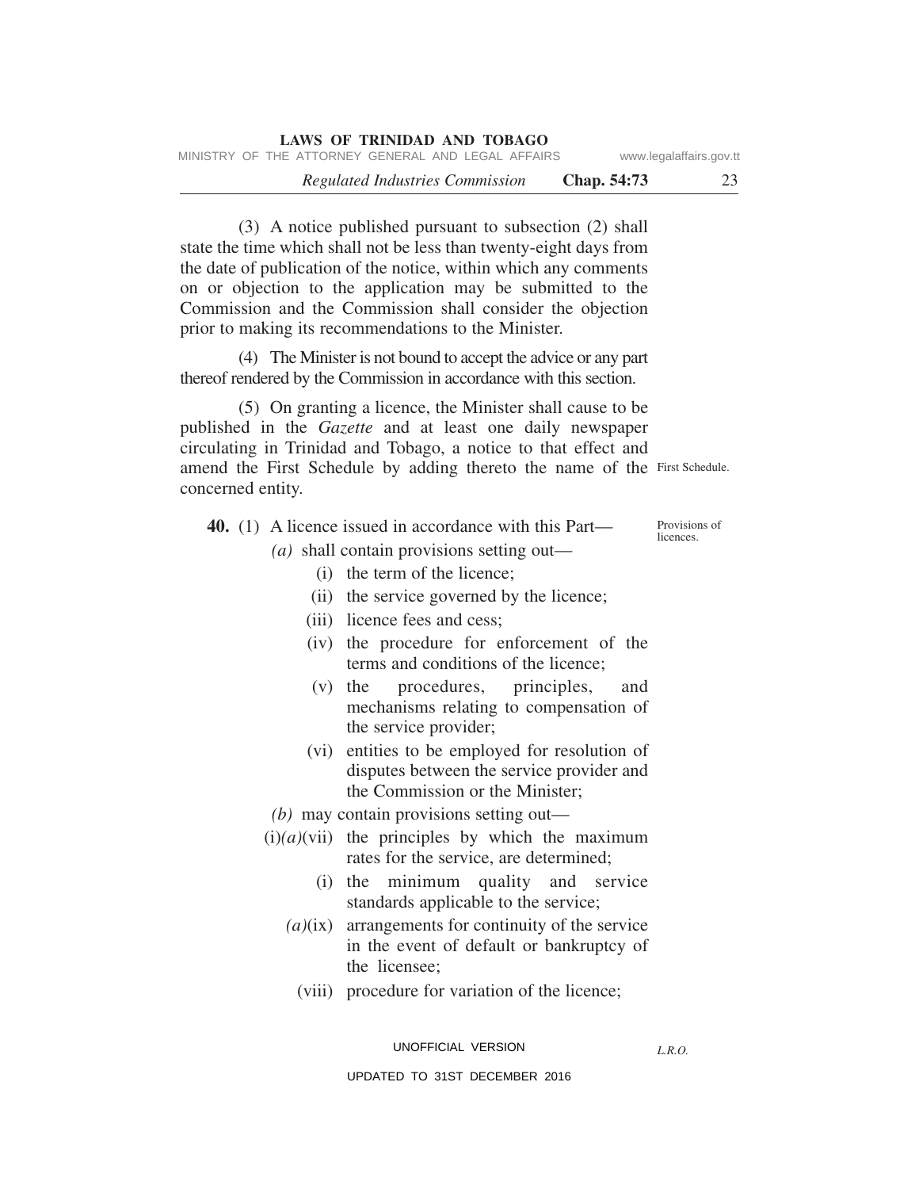(3) A notice published pursuant to subsection (2) shall state the time which shall not be less than twenty-eight days from the date of publication of the notice, within which any comments on or objection to the application may be submitted to the Commission and the Commission shall consider the objection prior to making its recommendations to the Minister.

(4) The Minister is not bound to accept the advice or any part thereof rendered by the Commission in accordance with this section.

(5) On granting a licence, the Minister shall cause to be published in the *Gazette* and at least one daily newspaper circulating in Trinidad and Tobago, a notice to that effect and amend the First Schedule by adding thereto the name of the concerned entity. First Schedule.

Provisions of licences.

**40.** (1) A licence issued in accordance with this Part—

*(a)* shall contain provisions setting out—

(i) the term of the licence;

(ii) the service governed by the licence;

(iii) licence fees and cess;

(iv) the procedure for enforcement of the terms and conditions of the licence;

(v) the procedures, principles, and mechanisms relating to compensation of the service provider;

(vi) entities to be employed for resolution of disputes between the service provider and the Commission or the Minister;

*(b)* may contain provisions setting out—

(i)*(a)*(vii) the principles by which the maximum rates for the service, are determined;

(i) the minimum quality and service standards applicable to the service;

*(a)*(ix) arrangements for continuity of the service in the event of default or bankruptcy of the licensee;

(viii) procedure for variation of the licence;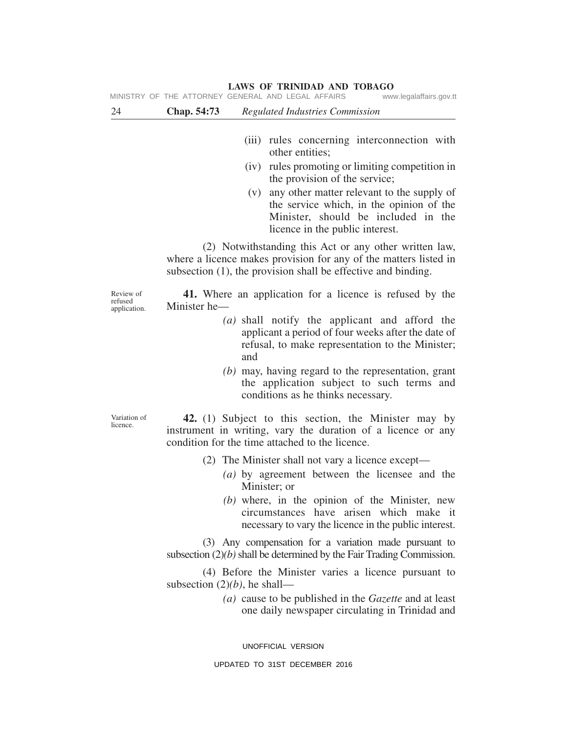(iii) rules concerning interconnection with other entities;

(iv) rules promoting or limiting competition in the provision of the service;

(v) any other matter relevant to the supply of the service which, in the opinion of the Minister, should be included in the licence in the public interest.

(2) Notwithstanding this Act or any other written law, where a licence makes provision for any of the matters listed in subsection (1), the provision shall be effective and binding.

Review of refused application.

**41.** Where an application for a licence is refused by the Minister he—

*(a)* shall notify the applicant and afford the applicant a period of four weeks after the date of refusal, to make representation to the Minister; and

*(b)* may, having regard to the representation, grant the application subject to such terms and conditions as he thinks necessary.

Variation of licence.

**42.** (1) Subject to this section, the Minister may by instrument in writing, vary the duration of a licence or any condition for the time attached to the licence.

(2) The Minister shall not vary a licence except—

*(a)* by agreement between the licensee and the Minister; or

*(b)* where, in the opinion of the Minister, new circumstances have arisen which make it necessary to vary the licence in the public interest.

(3) Any compensation for a variation made pursuant to subsection (2)*(b)* shall be determined by the Fair Trading Commission.

(4) Before the Minister varies a licence pursuant to subsection (2)*(b)*, he shall—

*(a)* cause to be published in the *Gazette* and at least one daily newspaper circulating in Trinidad and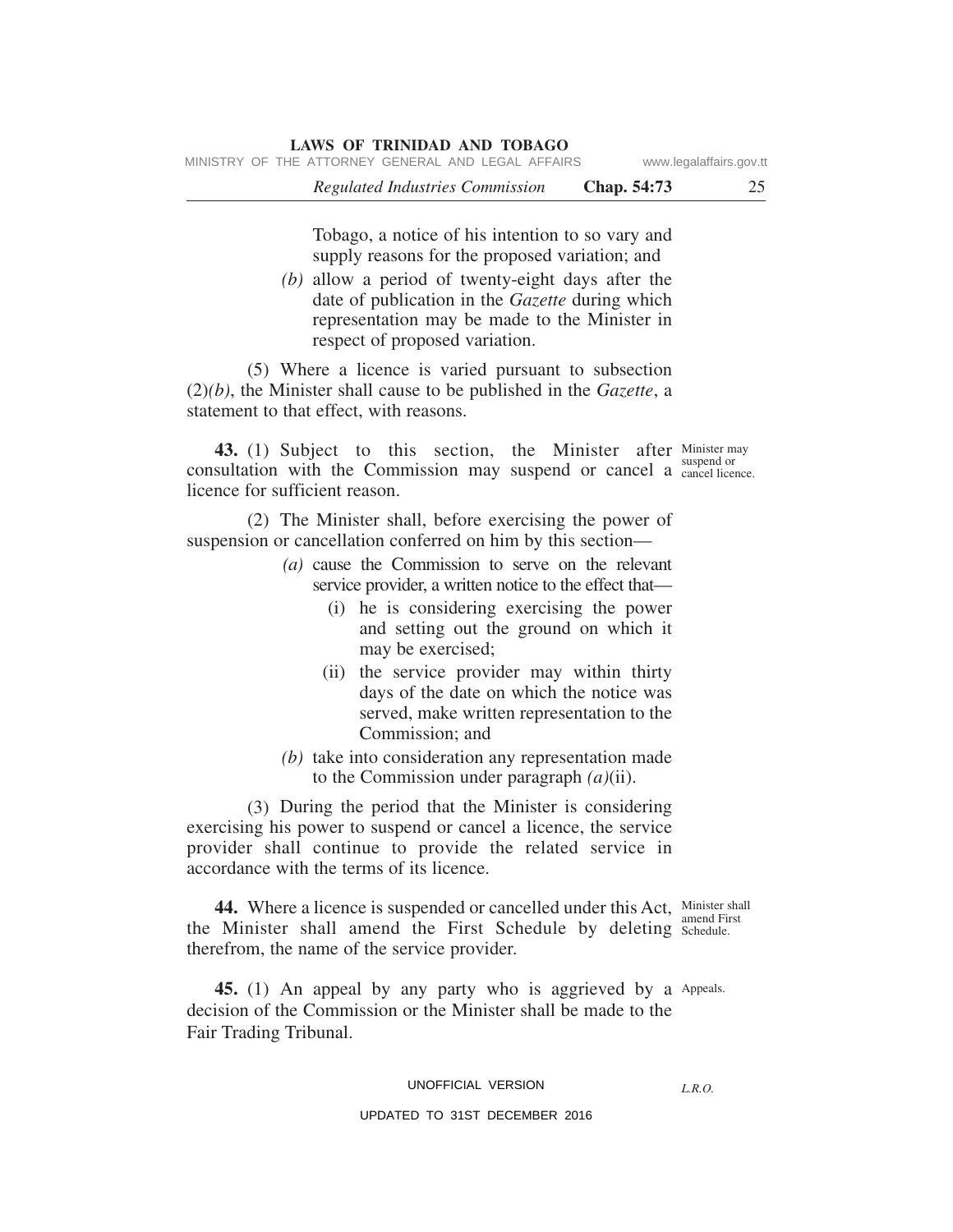Tobago, a notice of his intention to so vary and supply reasons for the proposed variation; and

*(b)* allow a period of twenty-eight days after the date of publication in the *Gazette* during which representation may be made to the Minister in respect of proposed variation.

(5) Where a licence is varied pursuant to subsection (2)*(b)*, the Minister shall cause to be published in the *Gazette*, a statement to that effect, with reasons.

Minister may suspend or cancel licence.

**43.** (1) Subject to this section, the Minister after consultation with the Commission may suspend or cancel a licence for sufficient reason.

(2) The Minister shall, before exercising the power of suspension or cancellation conferred on him by this section—

*(a)* cause the Commission to serve on the relevant service provider, a written notice to the effect that—

(i) he is considering exercising the power and setting out the ground on which it may be exercised;

(ii) the service provider may within thirty days of the date on which the notice was served, make written representation to the Commission; and

*(b)* take into consideration any representation made to the Commission under paragraph *(a)*(ii).

(3) During the period that the Minister is considering exercising his power to suspend or cancel a licence, the service provider shall continue to provide the related service in accordance with the terms of its licence.

Minister shall amend First Schedule.

**44.** Where a licence is suspended or cancelled under this Act, the Minister shall amend the First Schedule by deleting therefrom, the name of the service provider.

Appeals.

**45.** (1) An appeal by any party who is aggrieved by a decision of the Commission or the Minister shall be made to the Fair Trading Tribunal.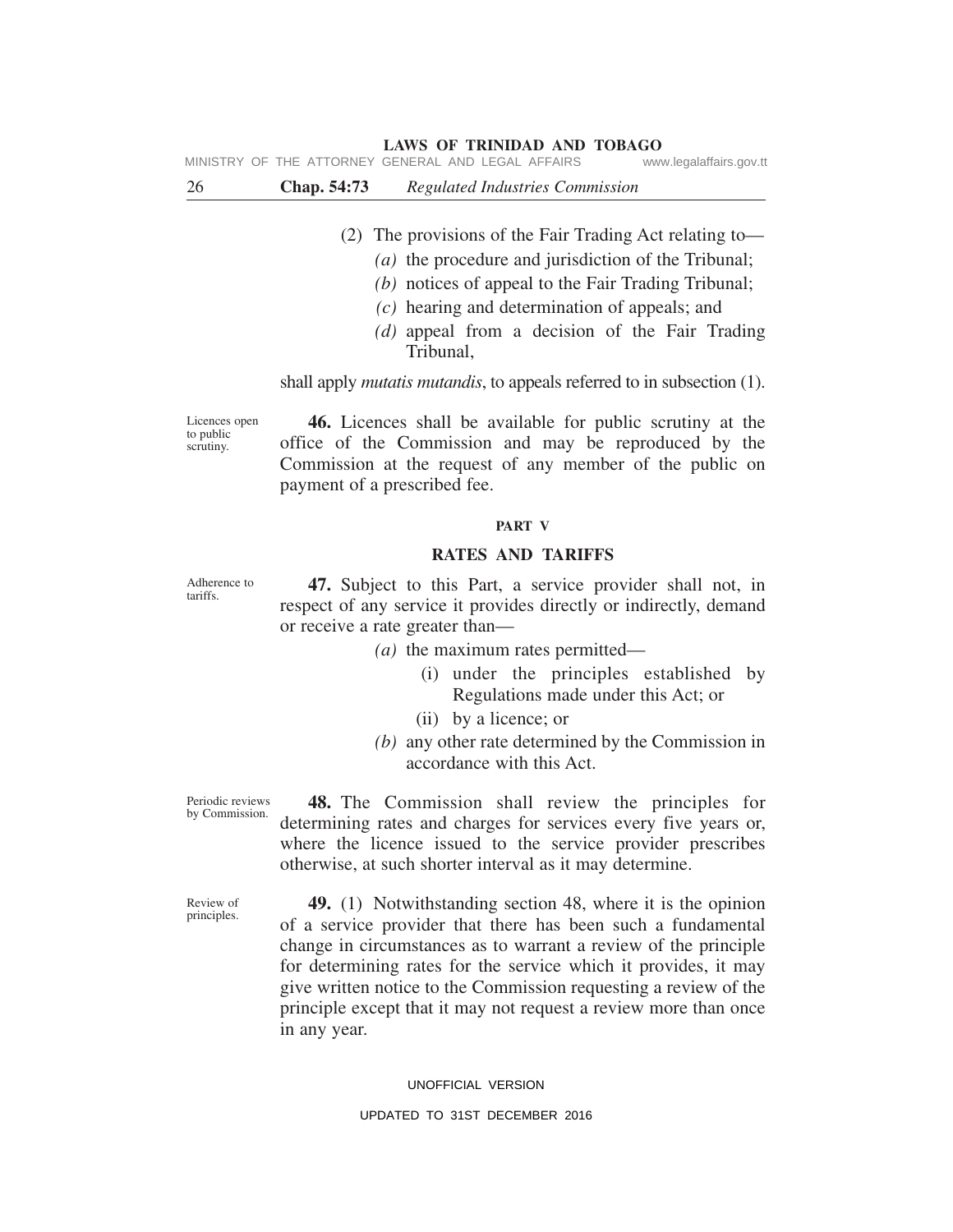(2) The provisions of the Fair Trading Act relating to—

*(a)* the procedure and jurisdiction of the Tribunal;

*(b)* notices of appeal to the Fair Trading Tribunal;

*(c)* hearing and determination of appeals; and

*(d)* appeal from a decision of the Fair Trading Tribunal,

shall apply *mutatis mutandis*, to appeals referred to in subsection (1).

Licences open to public scrutiny.

**46.** Licences shall be available for public scrutiny at the office of the Commission and may be reproduced by the Commission at the request of any member of the public on payment of a prescribed fee.

## PART V

## RATES AND TARIFFS

Adherence to tariffs.

**47.** Subject to this Part, a service provider shall not, in respect of any service it provides directly or indirectly, demand or receive a rate greater than—

*(a)* the maximum rates permitted—

(i) under the principles established by Regulations made under this Act; or

(ii) by a licence; or

*(b)* any other rate determined by the Commission in accordance with this Act.

Periodic reviews by Commission.

**48.** The Commission shall review the principles for determining rates and charges for services every five years or, where the licence issued to the service provider prescribes otherwise, at such shorter interval as it may determine.

Review of principles.

**49.** (1) Notwithstanding section 48, where it is the opinion of a service provider that there has been such a fundamental change in circumstances as to warrant a review of the principle for determining rates for the service which it provides, it may give written notice to the Commission requesting a review of the principle except that it may not request a review more than once in any year.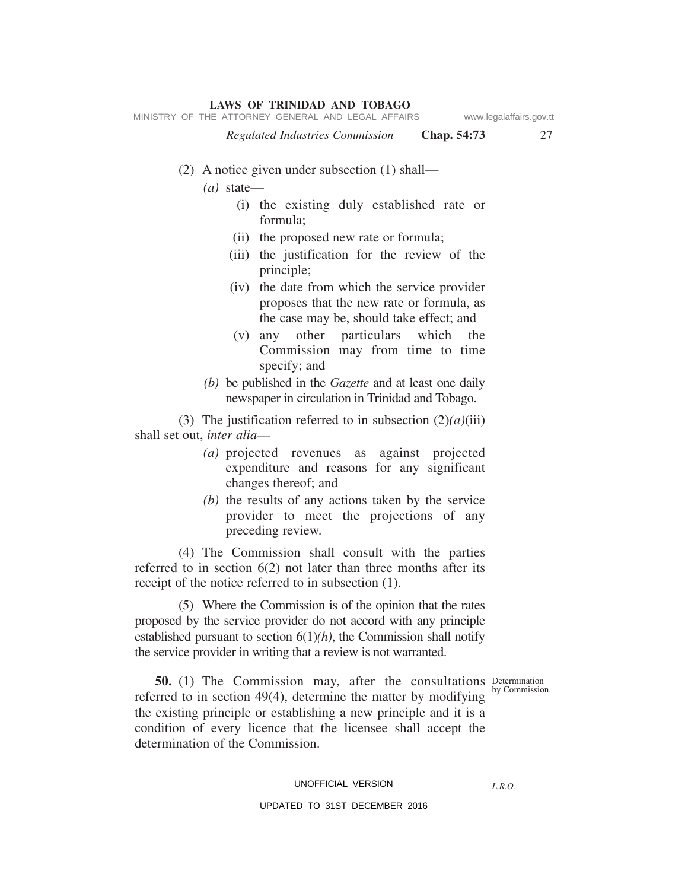(2) A notice given under subsection (1) shall—

*(a)* state—

(i) the existing duly established rate or formula;

(ii) the proposed new rate or formula;

(iii) the justification for the review of the principle;

(iv) the date from which the service provider proposes that the new rate or formula, as the case may be, should take effect; and

(v) any other particulars which the Commission may from time to time specify; and

*(b)* be published in the *Gazette* and at least one daily newspaper in circulation in Trinidad and Tobago.

(3) The justification referred to in subsection (2)*(a)*(iii) shall set out, *inter alia*—

*(a)* projected revenues as against projected expenditure and reasons for any significant changes thereof; and

*(b)* the results of any actions taken by the service provider to meet the projections of any preceding review.

(4) The Commission shall consult with the parties referred to in section 6(2) not later than three months after its receipt of the notice referred to in subsection (1).

(5) Where the Commission is of the opinion that the rates proposed by the service provider do not accord with any principle established pursuant to section 6(1)*(h)*, the Commission shall notify the service provider in writing that a review is not warranted.

Determination by Commission.

**50.** (1) The Commission may, after the consultations referred to in section 49(4), determine the matter by modifying the existing principle or establishing a new principle and it is a condition of every licence that the licensee shall accept the determination of the Commission.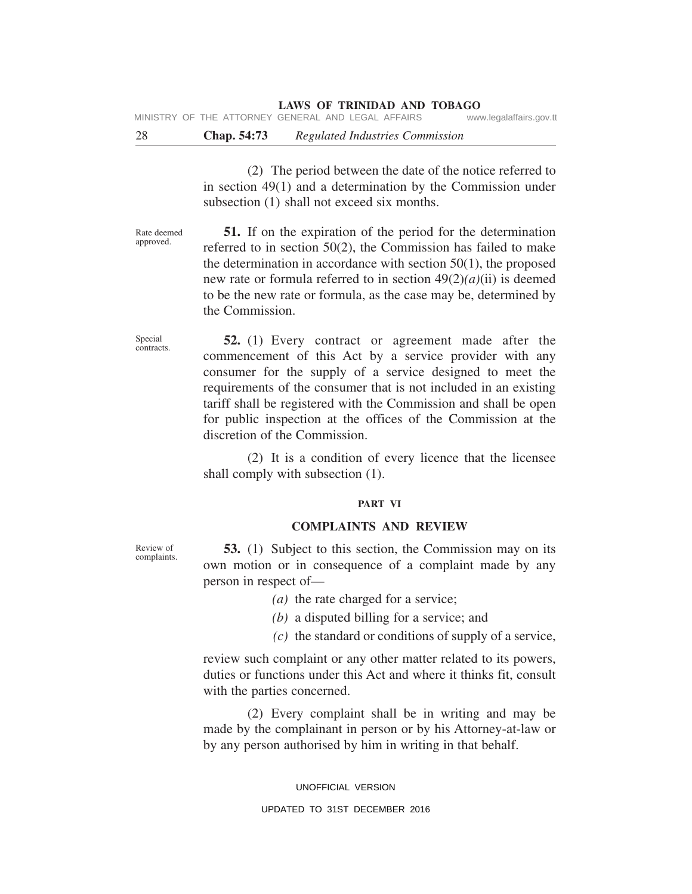(2) The period between the date of the notice referred to in section 49(1) and a determination by the Commission under subsection (1) shall not exceed six months.

Rate deemed approved.

**51.** If on the expiration of the period for the determination referred to in section 50(2), the Commission has failed to make the determination in accordance with section 50(1), the proposed new rate or formula referred to in section 49(2)*(a)*(ii) is deemed to be the new rate or formula, as the case may be, determined by the Commission.

Special contracts.

**52.** (1) Every contract or agreement made after the commencement of this Act by a service provider with any consumer for the supply of a service designed to meet the requirements of the consumer that is not included in an existing tariff shall be registered with the Commission and shall be open for public inspection at the offices of the Commission at the discretion of the Commission.

(2) It is a condition of every licence that the licensee shall comply with subsection (1).

## PART VI

## COMPLAINTS AND REVIEW

Review of complaints.

**53.** (1) Subject to this section, the Commission may on its own motion or in consequence of a complaint made by any person in respect of—

*(a)* the rate charged for a service;

*(b)* a disputed billing for a service; and

*(c)* the standard or conditions of supply of a service,

review such complaint or any other matter related to its powers, duties or functions under this Act and where it thinks fit, consult with the parties concerned.

(2) Every complaint shall be in writing and may be made by the complainant in person or by his Attorney-at-law or by any person authorised by him in writing in that behalf.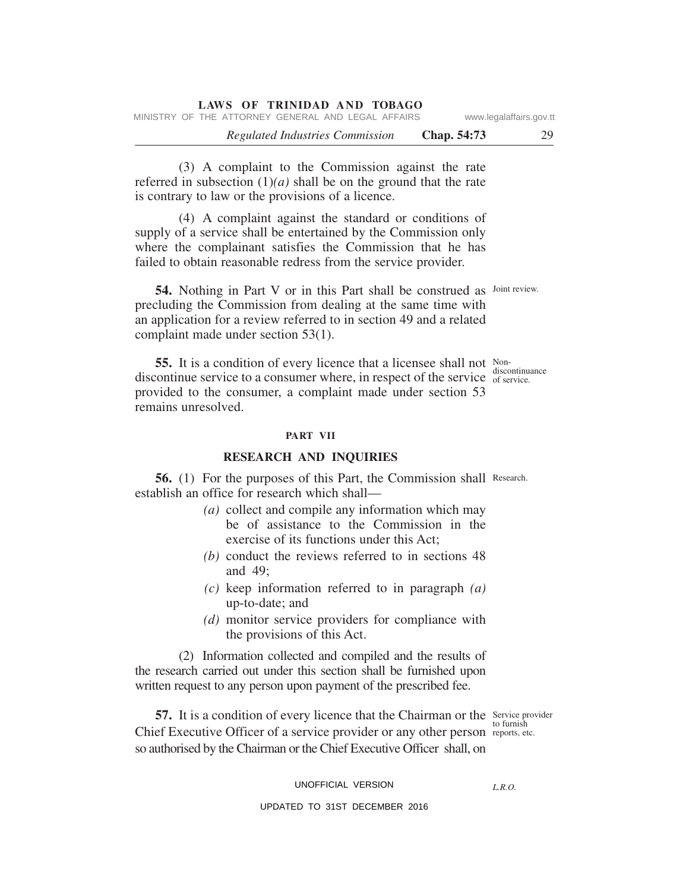(3) A complaint to the Commission against the rate referred in subsection (1)*(a)* shall be on the ground that the rate is contrary to law or the provisions of a licence.

(4) A complaint against the standard or conditions of supply of a service shall be entertained by the Commission only where the complainant satisfies the Commission that he has failed to obtain reasonable redress from the service provider.

Joint review.

**54.** Nothing in Part V or in this Part shall be construed as precluding the Commission from dealing at the same time with an application for a review referred to in section 49 and a related complaint made under section 53(1).

Non-discontinuance of service.

**55.** It is a condition of every licence that a licensee shall not discontinue service to a consumer where, in respect of the service provided to the consumer, a complaint made under section 53 remains unresolved.

## PART VII

## RESEARCH AND INQUIRIES

Research.

**56.** (1) For the purposes of this Part, the Commission shall establish an office for research which shall—

*(a)* collect and compile any information which may be of assistance to the Commission in the exercise of its functions under this Act;

*(b)* conduct the reviews referred to in sections 48 and 49;

*(c)* keep information referred to in paragraph *(a)* up-to-date; and

*(d)* monitor service providers for compliance with the provisions of this Act.

(2) Information collected and compiled and the results of the research carried out under this section shall be furnished upon written request to any person upon payment of the prescribed fee.

Service provider to furnish reports, etc.

**57.** It is a condition of every licence that the Chairman or the Chief Executive Officer of a service provider or any other person so authorised by the Chairman or the Chief Executive Officer shall, on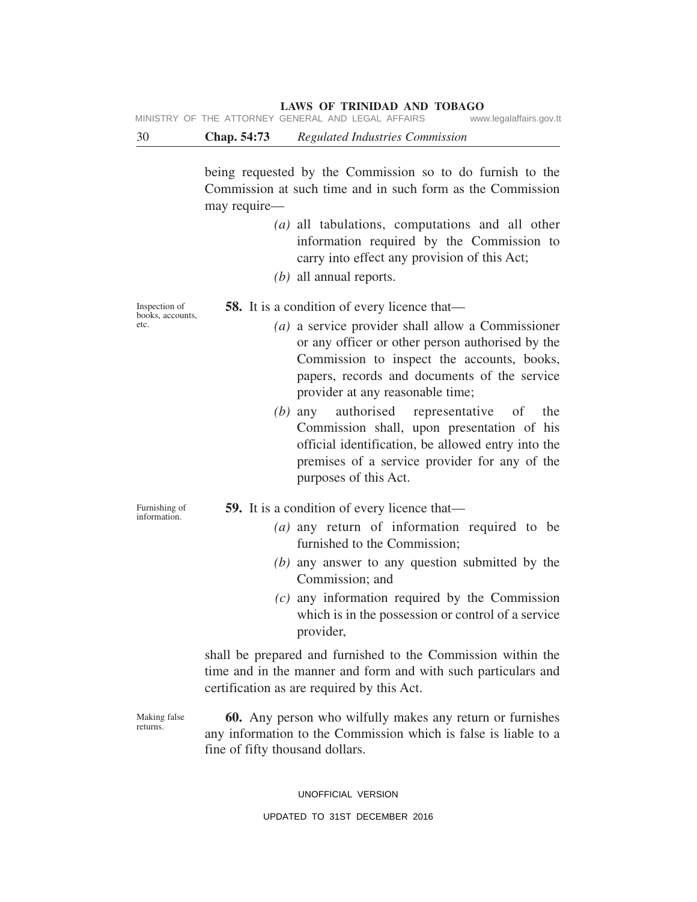being requested by the Commission so to do furnish to the Commission at such time and in such form as the Commission may require—

*(a)* all tabulations, computations and all other information required by the Commission to carry into effect any provision of this Act;

*(b)* all annual reports.

Inspection of books, accounts, etc.

**58.** It is a condition of every licence that—

*(a)* a service provider shall allow a Commissioner or any officer or other person authorised by the Commission to inspect the accounts, books, papers, records and documents of the service provider at any reasonable time;

*(b)* any authorised representative of the Commission shall, upon presentation of his official identification, be allowed entry into the premises of a service provider for any of the purposes of this Act.

Furnishing of information.

**59.** It is a condition of every licence that—

*(a)* any return of information required to be furnished to the Commission;

*(b)* any answer to any question submitted by the Commission; and

*(c)* any information required by the Commission which is in the possession or control of a service provider,

shall be prepared and furnished to the Commission within the time and in the manner and form and with such particulars and certification as are required by this Act.

Making false returns.

**60.** Any person who wilfully makes any return or furnishes any information to the Commission which is false is liable to a fine of fifty thousand dollars.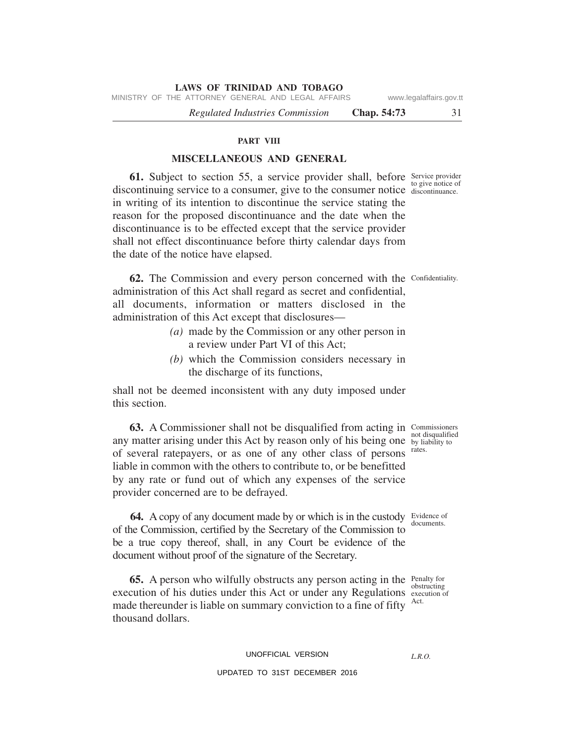## PART VIII

## MISCELLANEOUS AND GENERAL

Service provider to give notice of discontinuance.

**61.** Subject to section 55, a service provider shall, before discontinuing service to a consumer, give to the consumer notice in writing of its intention to discontinue the service stating the reason for the proposed discontinuance and the date when the discontinuance is to be effected except that the service provider shall not effect discontinuance before thirty calendar days from the date of the notice have elapsed.

Confidentiality.

**62.** The Commission and every person concerned with the administration of this Act shall regard as secret and confidential, all documents, information or matters disclosed in the administration of this Act except that disclosures—

*(a)* made by the Commission or any other person in a review under Part VI of this Act;

*(b)* which the Commission considers necessary in the discharge of its functions,

shall not be deemed inconsistent with any duty imposed under this section.

Commissioners not disqualified by liability to rates.

**63.** A Commissioner shall not be disqualified from acting in any matter arising under this Act by reason only of his being one of several ratepayers, or as one of any other class of persons liable in common with the others to contribute to, or be benefitted by any rate or fund out of which any expenses of the service provider concerned are to be defrayed.

Evidence of documents.

**64.** A copy of any document made by or which is in the custody of the Commission, certified by the Secretary of the Commission to be a true copy thereof, shall, in any Court be evidence of the document without proof of the signature of the Secretary.

Penalty for obstructing execution of Act.

**65.** A person who wilfully obstructs any person acting in the execution of his duties under this Act or under any Regulations made thereunder is liable on summary conviction to a fine of fifty thousand dollars.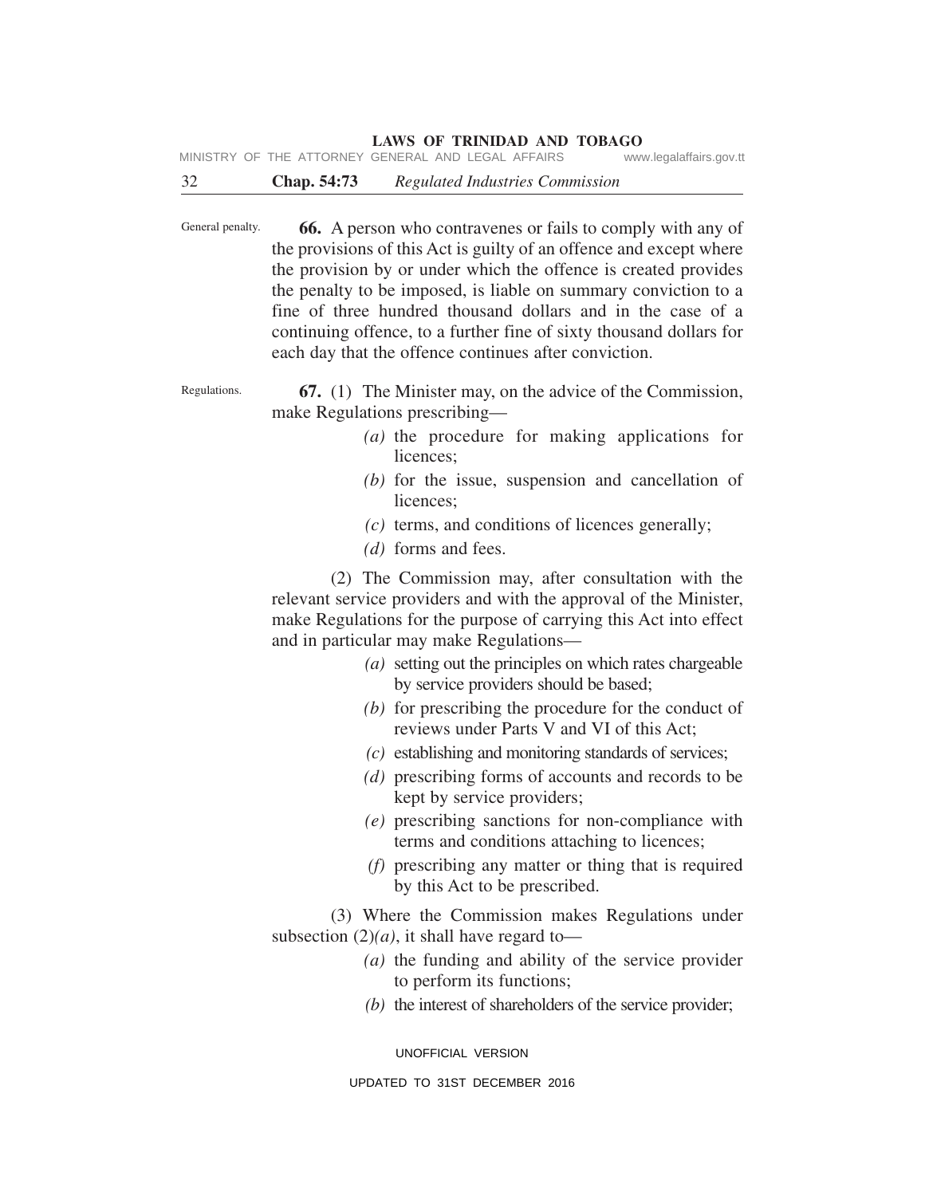General penalty.

**66.** A person who contravenes or fails to comply with any of the provisions of this Act is guilty of an offence and except where the provision by or under which the offence is created provides the penalty to be imposed, is liable on summary conviction to a fine of three hundred thousand dollars and in the case of a continuing offence, to a further fine of sixty thousand dollars for each day that the offence continues after conviction.

Regulations.

**67.** (1) The Minister may, on the advice of the Commission, make Regulations prescribing—

*(a)* the procedure for making applications for licences;

*(b)* for the issue, suspension and cancellation of licences;

*(c)* terms, and conditions of licences generally;

*(d)* forms and fees.

(2) The Commission may, after consultation with the relevant service providers and with the approval of the Minister, make Regulations for the purpose of carrying this Act into effect and in particular may make Regulations—

*(a)* setting out the principles on which rates chargeable by service providers should be based;

*(b)* for prescribing the procedure for the conduct of reviews under Parts V and VI of this Act;

*(c)* establishing and monitoring standards of services;

*(d)* prescribing forms of accounts and records to be kept by service providers;

*(e)* prescribing sanctions for non-compliance with terms and conditions attaching to licences;

*(f)* prescribing any matter or thing that is required by this Act to be prescribed.

(3) Where the Commission makes Regulations under subsection (2)*(a)*, it shall have regard to—

*(a)* the funding and ability of the service provider to perform its functions;

*(b)* the interest of shareholders of the service provider;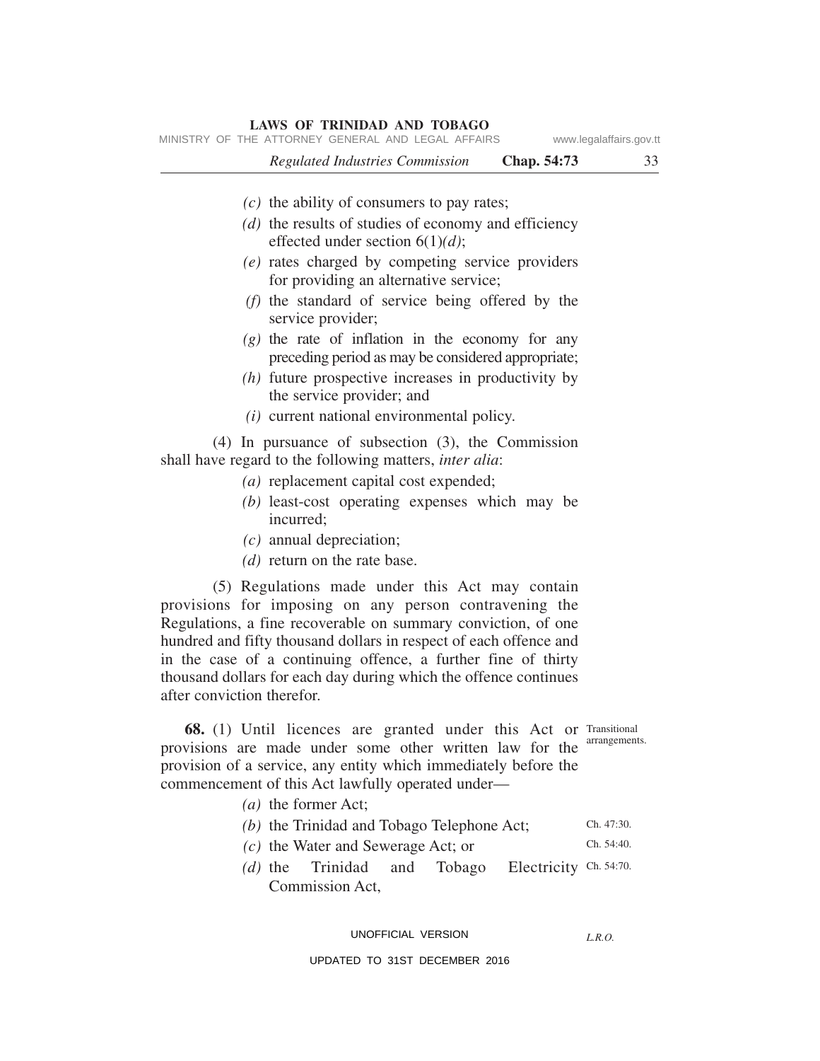(c) the ability of consumers to pay rates;

(d) the results of studies of economy and efficiency effected under section 6(1)*(d)*;

(e) rates charged by competing service providers for providing an alternative service;

(f) the standard of service being offered by the service provider;

(g) the rate of inflation in the economy for any preceding period as may be considered appropriate;

(h) future prospective increases in productivity by the service provider; and

(i) current national environmental policy.

(4) In pursuance of subsection (3), the Commission shall have regard to the following matters, *inter alia*:

(a) replacement capital cost expended;

(b) least-cost operating expenses which may be incurred;

(c) annual depreciation;

(d) return on the rate base.

(5) Regulations made under this Act may contain provisions for imposing on any person contravening the Regulations, a fine recoverable on summary conviction, of one hundred and fifty thousand dollars in respect of each offence and in the case of a continuing offence, a further fine of thirty thousand dollars for each day during which the offence continues after conviction therefor.

Transitional arrangements.

**68.** (1) Until licences are granted under this Act or provisions are made under some other written law for the provision of a service, any entity which immediately before the commencement of this Act lawfully operated under—

(a) the former Act;

(b) the Trinidad and Tobago Telephone Act; Ch. 47:30.

(c) the Water and Sewerage Act; or Ch. 54:40.

(d) the Trinidad and Tobago Electricity Commission Act, Ch. 54:70.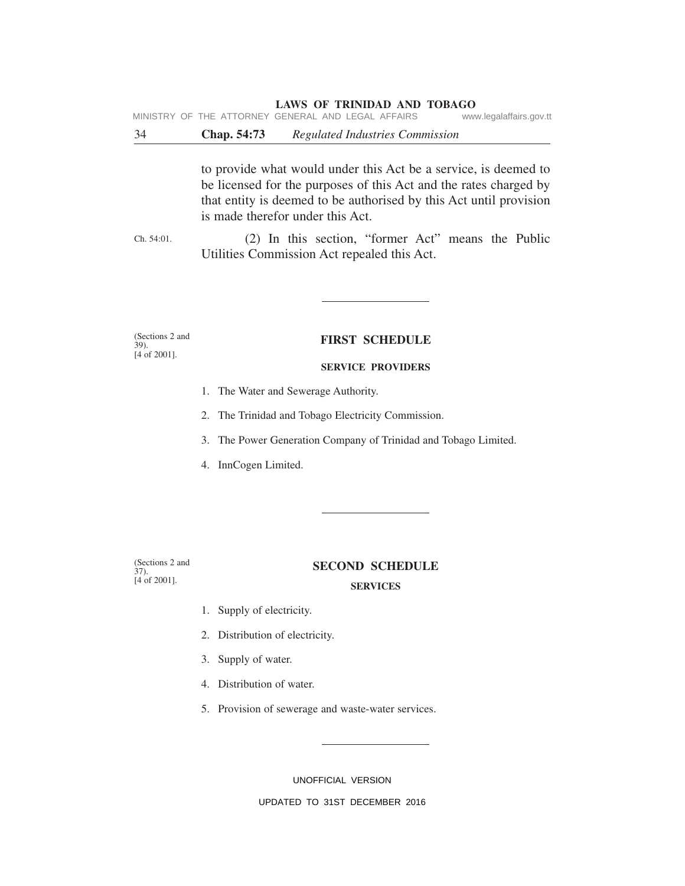to provide what would under this Act be a service, is deemed to be licensed for the purposes of this Act and the rates charged by that entity is deemed to be authorised by this Act until provision is made therefor under this Act.

Ch. 54:01.

(2) In this section, "former Act" means the Public Utilities Commission Act repealed this Act.

(Sections 2 and 39).
[4 of 2001].

## FIRST SCHEDULE

### SERVICE PROVIDERS

1. The Water and Sewerage Authority.
2. The Trinidad and Tobago Electricity Commission.
3. The Power Generation Company of Trinidad and Tobago Limited.
4. InnCogen Limited.

(Sections 2 and 37).
[4 of 2001].

## SECOND SCHEDULE

### SERVICES

1. Supply of electricity.
2. Distribution of electricity.
3. Supply of water.
4. Distribution of water.
5. Provision of sewerage and waste-water services.